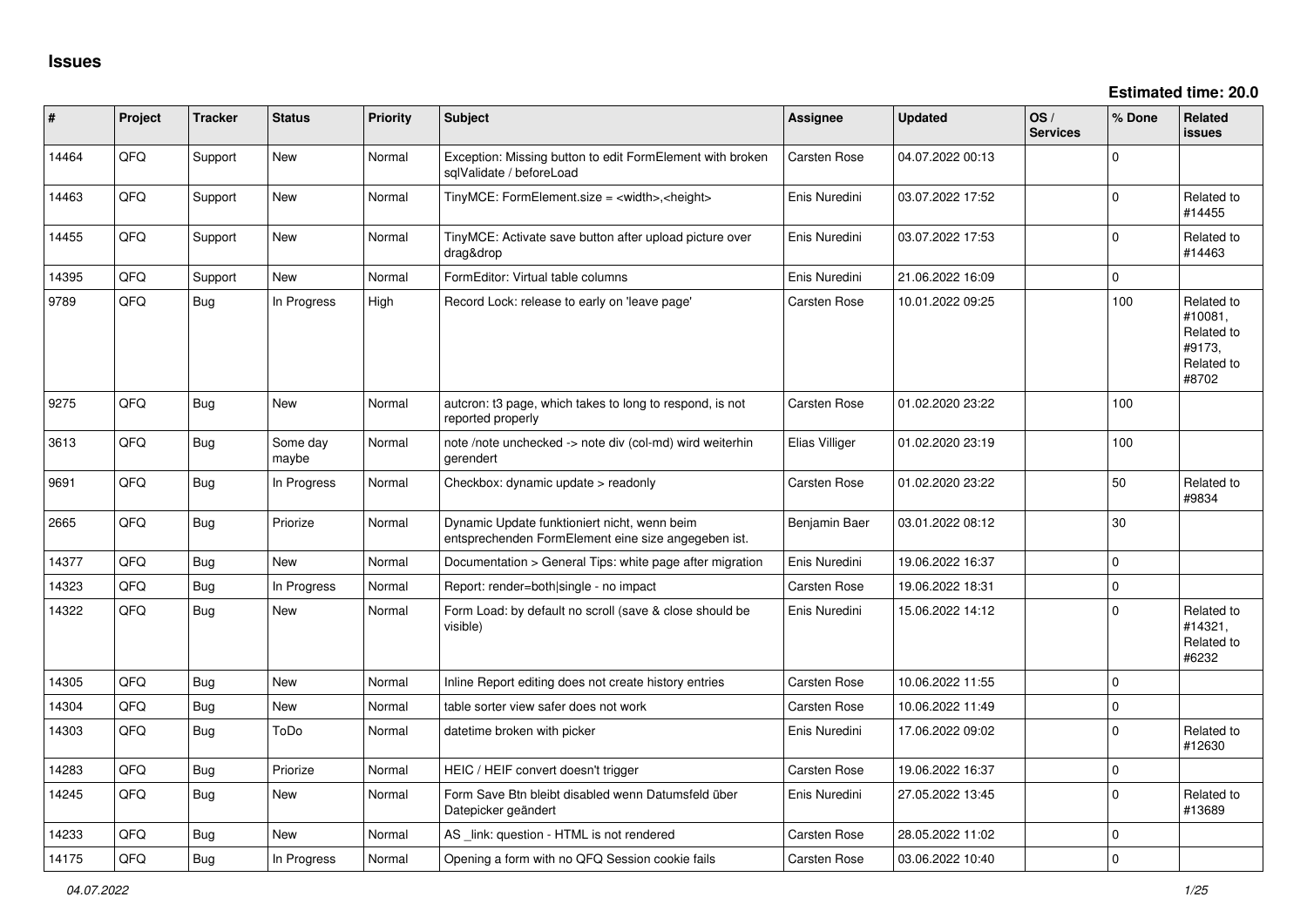# Issues

**Estimated time: 20.0**

| # | Project | Tracker | Status | Priority | Subject | Assignee | Updated | OS / Services | % Done | Related issues |
|---|---|---|---|---|---|---|---|---|---|---|
| 14464 | QFQ | Support | New | Normal | Exception: Missing button to edit FormElement with broken sqlValidate / beforeLoad | Carsten Rose | 04.07.2022 00:13 | | 0 | |
| 14463 | QFQ | Support | New | Normal | TinyMCE: FormElement.size = <width>,<height> | Enis Nuredini | 03.07.2022 17:52 | | 0 | Related to #14455 |
| 14455 | QFQ | Support | New | Normal | TinyMCE: Activate save button after upload picture over drag&drop | Enis Nuredini | 03.07.2022 17:53 | | 0 | Related to #14463 |
| 14395 | QFQ | Support | New | Normal | FormEditor: Virtual table columns | Enis Nuredini | 21.06.2022 16:09 | | 0 | |
| 9789 | QFQ | Bug | In Progress | High | Record Lock: release to early on 'leave page' | Carsten Rose | 10.01.2022 09:25 | | 100 | Related to #10081, Related to #9173, Related to #8702 |
| 9275 | QFQ | Bug | New | Normal | autcron: t3 page, which takes to long to respond, is not reported properly | Carsten Rose | 01.02.2020 23:22 | | 100 | |
| 3613 | QFQ | Bug | Some day maybe | Normal | note /note unchecked -> note div (col-md) wird weiterhin gerendert | Elias Villiger | 01.02.2020 23:19 | | 100 | |
| 9691 | QFQ | Bug | In Progress | Normal | Checkbox: dynamic update > readonly | Carsten Rose | 01.02.2020 23:22 | | 50 | Related to #9834 |
| 2665 | QFQ | Bug | Priorize | Normal | Dynamic Update funktioniert nicht, wenn beim entsprechenden FormElement eine size angegeben ist. | Benjamin Baer | 03.01.2022 08:12 | | 30 | |
| 14377 | QFQ | Bug | New | Normal | Documentation > General Tips: white page after migration | Enis Nuredini | 19.06.2022 16:37 | | 0 | |
| 14323 | QFQ | Bug | In Progress | Normal | Report: render=both\|single - no impact | Carsten Rose | 19.06.2022 18:31 | | 0 | |
| 14322 | QFQ | Bug | New | Normal | Form Load: by default no scroll (save & close should be visible) | Enis Nuredini | 15.06.2022 14:12 | | 0 | Related to #14321, Related to #6232 |
| 14305 | QFQ | Bug | New | Normal | Inline Report editing does not create history entries | Carsten Rose | 10.06.2022 11:55 | | 0 | |
| 14304 | QFQ | Bug | New | Normal | table sorter view safer does not work | Carsten Rose | 10.06.2022 11:49 | | 0 | |
| 14303 | QFQ | Bug | ToDo | Normal | datetime broken with picker | Enis Nuredini | 17.06.2022 09:02 | | 0 | Related to #12630 |
| 14283 | QFQ | Bug | Priorize | Normal | HEIC / HEIF convert doesn't trigger | Carsten Rose | 19.06.2022 16:37 | | 0 | |
| 14245 | QFQ | Bug | New | Normal | Form Save Btn bleibt disabled wenn Datumsfeld über Datepicker geändert | Enis Nuredini | 27.05.2022 13:45 | | 0 | Related to #13689 |
| 14233 | QFQ | Bug | New | Normal | AS _link: question - HTML is not rendered | Carsten Rose | 28.05.2022 11:02 | | 0 | |
| 14175 | QFQ | Bug | In Progress | Normal | Opening a form with no QFQ Session cookie fails | Carsten Rose | 03.06.2022 10:40 | | 0 | |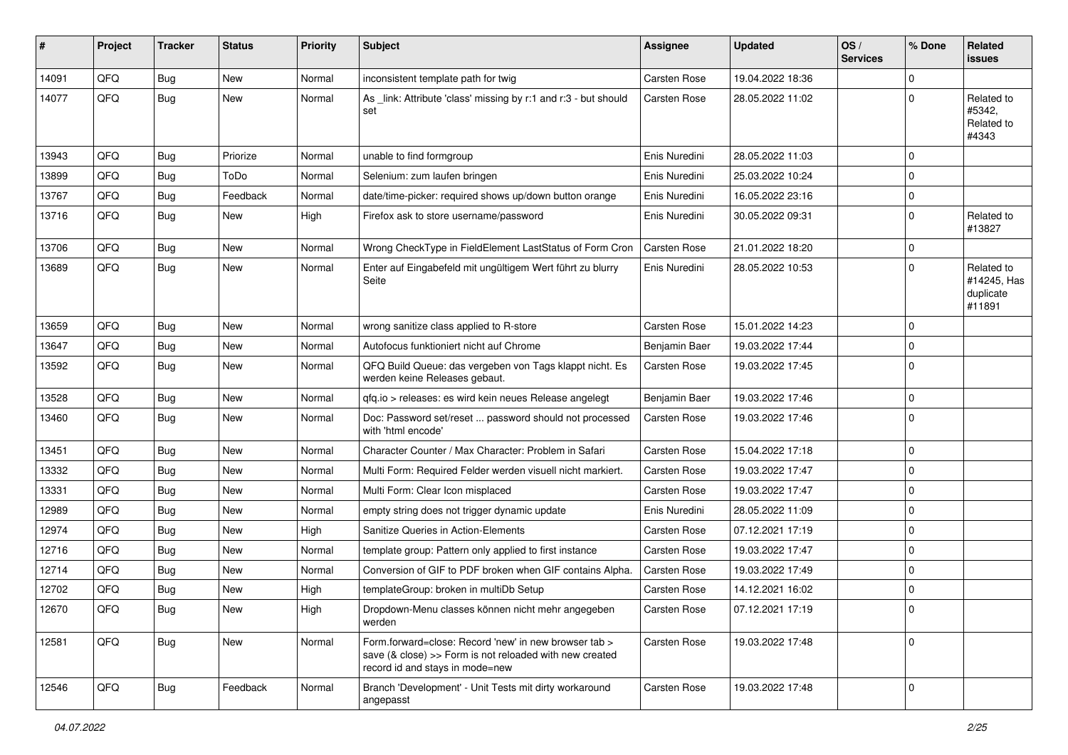| # | Project | Tracker | Status | Priority | Subject | Assignee | Updated | OS / Services | % Done | Related issues |
|---|---|---|---|---|---|---|---|---|---|---|
| 14091 | QFQ | Bug | New | Normal | inconsistent template path for twig | Carsten Rose | 19.04.2022 18:36 | | 0 | |
| 14077 | QFQ | Bug | New | Normal | As _link: Attribute 'class' missing by r:1 and r:3 - but should set | Carsten Rose | 28.05.2022 11:02 | | 0 | Related to #5342, Related to #4343 |
| 13943 | QFQ | Bug | Priorize | Normal | unable to find formgroup | Enis Nuredini | 28.05.2022 11:03 | | 0 | |
| 13899 | QFQ | Bug | ToDo | Normal | Selenium: zum laufen bringen | Enis Nuredini | 25.03.2022 10:24 | | 0 | |
| 13767 | QFQ | Bug | Feedback | Normal | date/time-picker: required shows up/down button orange | Enis Nuredini | 16.05.2022 23:16 | | 0 | |
| 13716 | QFQ | Bug | New | High | Firefox ask to store username/password | Enis Nuredini | 30.05.2022 09:31 | | 0 | Related to #13827 |
| 13706 | QFQ | Bug | New | Normal | Wrong CheckType in FieldElement LastStatus of Form Cron | Carsten Rose | 21.01.2022 18:20 | | 0 | |
| 13689 | QFQ | Bug | New | Normal | Enter auf Eingabefeld mit ungültigem Wert führt zu blurry Seite | Enis Nuredini | 28.05.2022 10:53 | | 0 | Related to #14245, Has duplicate #11891 |
| 13659 | QFQ | Bug | New | Normal | wrong sanitize class applied to R-store | Carsten Rose | 15.01.2022 14:23 | | 0 | |
| 13647 | QFQ | Bug | New | Normal | Autofocus funktioniert nicht auf Chrome | Benjamin Baer | 19.03.2022 17:44 | | 0 | |
| 13592 | QFQ | Bug | New | Normal | QFQ Build Queue: das vergeben von Tags klappt nicht. Es werden keine Releases gebaut. | Carsten Rose | 19.03.2022 17:45 | | 0 | |
| 13528 | QFQ | Bug | New | Normal | qfq.io > releases: es wird kein neues Release angelegt | Benjamin Baer | 19.03.2022 17:46 | | 0 | |
| 13460 | QFQ | Bug | New | Normal | Doc: Password set/reset ... password should not processed with 'html encode' | Carsten Rose | 19.03.2022 17:46 | | 0 | |
| 13451 | QFQ | Bug | New | Normal | Character Counter / Max Character: Problem in Safari | Carsten Rose | 15.04.2022 17:18 | | 0 | |
| 13332 | QFQ | Bug | New | Normal | Multi Form: Required Felder werden visuell nicht markiert. | Carsten Rose | 19.03.2022 17:47 | | 0 | |
| 13331 | QFQ | Bug | New | Normal | Multi Form: Clear Icon misplaced | Carsten Rose | 19.03.2022 17:47 | | 0 | |
| 12989 | QFQ | Bug | New | Normal | empty string does not trigger dynamic update | Enis Nuredini | 28.05.2022 11:09 | | 0 | |
| 12974 | QFQ | Bug | New | High | Sanitize Queries in Action-Elements | Carsten Rose | 07.12.2021 17:19 | | 0 | |
| 12716 | QFQ | Bug | New | Normal | template group: Pattern only applied to first instance | Carsten Rose | 19.03.2022 17:47 | | 0 | |
| 12714 | QFQ | Bug | New | Normal | Conversion of GIF to PDF broken when GIF contains Alpha. | Carsten Rose | 19.03.2022 17:49 | | 0 | |
| 12702 | QFQ | Bug | New | High | templateGroup: broken in multiDb Setup | Carsten Rose | 14.12.2021 16:02 | | 0 | |
| 12670 | QFQ | Bug | New | High | Dropdown-Menu classes können nicht mehr angegeben werden | Carsten Rose | 07.12.2021 17:19 | | 0 | |
| 12581 | QFQ | Bug | New | Normal | Form.forward=close: Record 'new' in new browser tab > save (& close) >> Form is not reloaded with new created record id and stays in mode=new | Carsten Rose | 19.03.2022 17:48 | | 0 | |
| 12546 | QFQ | Bug | Feedback | Normal | Branch 'Development' - Unit Tests mit dirty workaround angepasst | Carsten Rose | 19.03.2022 17:48 | | 0 | |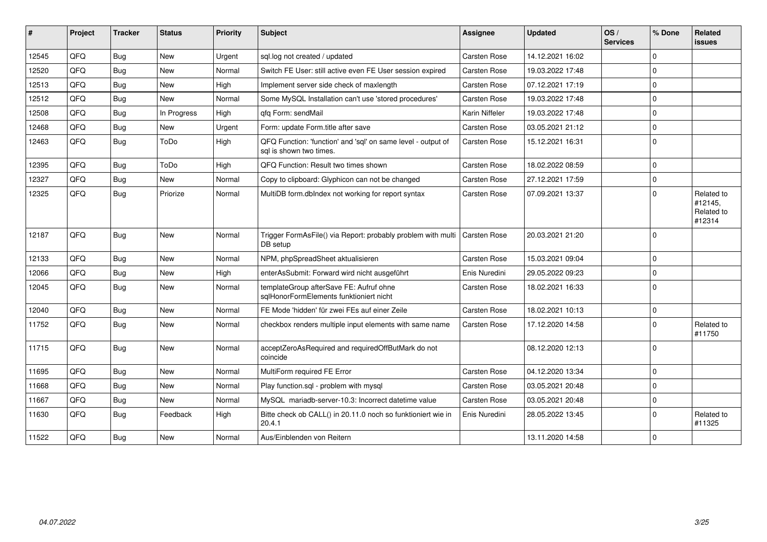| # | Project | Tracker | Status | Priority | Subject | Assignee | Updated | OS / Services | % Done | Related issues |
|---|---|---|---|---|---|---|---|---|---|---|
| 12545 | QFQ | Bug | New | Urgent | sql.log not created / updated | Carsten Rose | 14.12.2021 16:02 | | 0 | |
| 12520 | QFQ | Bug | New | Normal | Switch FE User: still active even FE User session expired | Carsten Rose | 19.03.2022 17:48 | | 0 | |
| 12513 | QFQ | Bug | New | High | Implement server side check of maxlength | Carsten Rose | 07.12.2021 17:19 | | 0 | |
| 12512 | QFQ | Bug | New | Normal | Some MySQL Installation can't use 'stored procedures' | Carsten Rose | 19.03.2022 17:48 | | 0 | |
| 12508 | QFQ | Bug | In Progress | High | qfq Form: sendMail | Karin Niffeler | 19.03.2022 17:48 | | 0 | |
| 12468 | QFQ | Bug | New | Urgent | Form: update Form.title after save | Carsten Rose | 03.05.2021 21:12 | | 0 | |
| 12463 | QFQ | Bug | ToDo | High | QFQ Function: 'function' and 'sql' on same level - output of sql is shown two times. | Carsten Rose | 15.12.2021 16:31 | | 0 | |
| 12395 | QFQ | Bug | ToDo | High | QFQ Function: Result two times shown | Carsten Rose | 18.02.2022 08:59 | | 0 | |
| 12327 | QFQ | Bug | New | Normal | Copy to clipboard: Glyphicon can not be changed | Carsten Rose | 27.12.2021 17:59 | | 0 | |
| 12325 | QFQ | Bug | Priorize | Normal | MultiDB form.dbIndex not working for report syntax | Carsten Rose | 07.09.2021 13:37 | | 0 | Related to #12145, Related to #12314 |
| 12187 | QFQ | Bug | New | Normal | Trigger FormAsFile() via Report: probably problem with multi DB setup | Carsten Rose | 20.03.2021 21:20 | | 0 | |
| 12133 | QFQ | Bug | New | Normal | NPM, phpSpreadSheet aktualisieren | Carsten Rose | 15.03.2021 09:04 | | 0 | |
| 12066 | QFQ | Bug | New | High | enterAsSubmit: Forward wird nicht ausgeführt | Enis Nuredini | 29.05.2022 09:23 | | 0 | |
| 12045 | QFQ | Bug | New | Normal | templateGroup afterSave FE: Aufruf ohne sqlHonorFormElements funktioniert nicht | Carsten Rose | 18.02.2021 16:33 | | 0 | |
| 12040 | QFQ | Bug | New | Normal | FE Mode 'hidden' für zwei FEs auf einer Zeile | Carsten Rose | 18.02.2021 10:13 | | 0 | |
| 11752 | QFQ | Bug | New | Normal | checkbox renders multiple input elements with same name | Carsten Rose | 17.12.2020 14:58 | | 0 | Related to #11750 |
| 11715 | QFQ | Bug | New | Normal | acceptZeroAsRequired and requiredOffButMark do not coincide | | 08.12.2020 12:13 | | 0 | |
| 11695 | QFQ | Bug | New | Normal | MultiForm required FE Error | Carsten Rose | 04.12.2020 13:34 | | 0 | |
| 11668 | QFQ | Bug | New | Normal | Play function.sql - problem with mysql | Carsten Rose | 03.05.2021 20:48 | | 0 | |
| 11667 | QFQ | Bug | New | Normal | MySQL mariadb-server-10.3: Incorrect datetime value | Carsten Rose | 03.05.2021 20:48 | | 0 | |
| 11630 | QFQ | Bug | Feedback | High | Bitte check ob CALL() in 20.11.0 noch so funktioniert wie in 20.4.1 | Enis Nuredini | 28.05.2022 13:45 | | 0 | Related to #11325 |
| 11522 | QFQ | Bug | New | Normal | Aus/Einblenden von Reitern | | 13.11.2020 14:58 | | 0 | |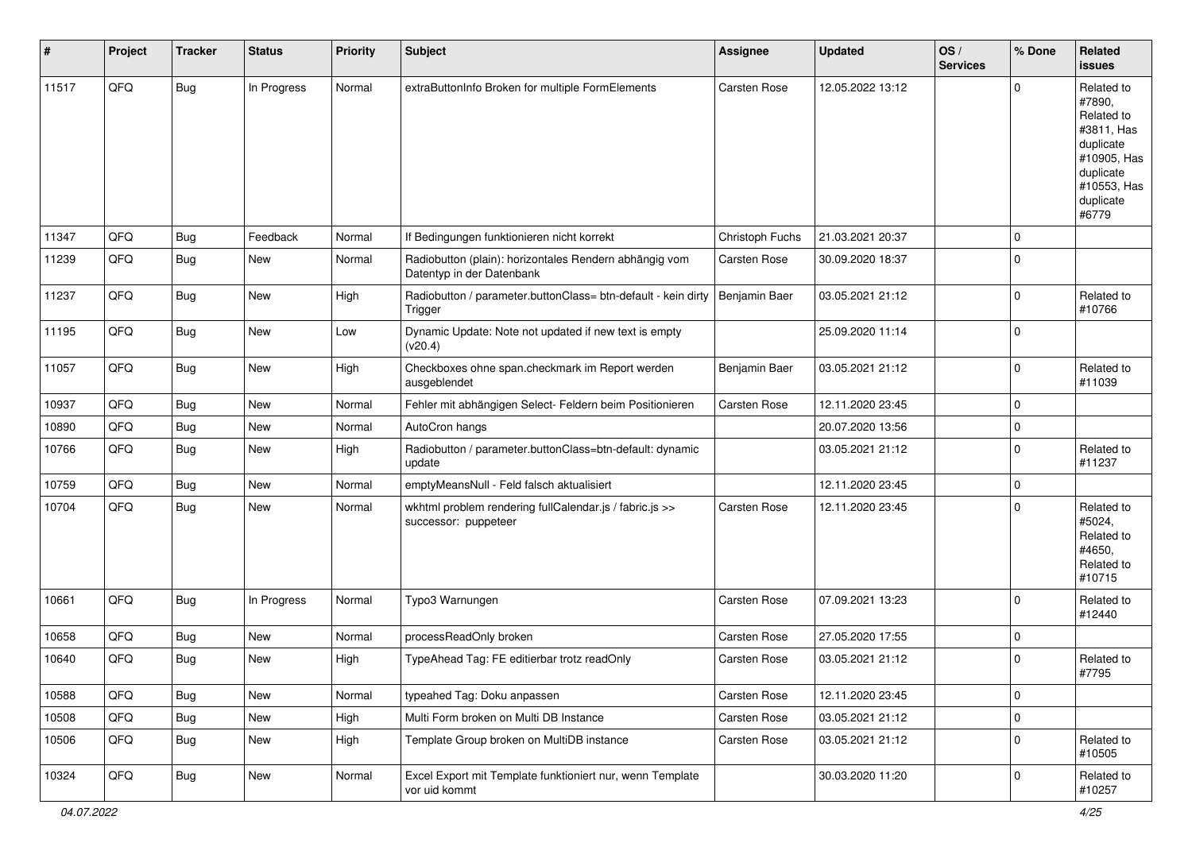| # | Project | Tracker | Status | Priority | Subject | Assignee | Updated | OS / Services | % Done | Related issues |
|---|---|---|---|---|---|---|---|---|---|---|
| 11517 | QFQ | Bug | In Progress | Normal | extraButtonInfo Broken for multiple FormElements | Carsten Rose | 12.05.2022 13:12 | | 0 | Related to #7890, Related to #3811, Has duplicate #10905, Has duplicate #10553, Has duplicate #6779 |
| 11347 | QFQ | Bug | Feedback | Normal | If Bedingungen funktionieren nicht korrekt | Christoph Fuchs | 21.03.2021 20:37 | | 0 | |
| 11239 | QFQ | Bug | New | Normal | Radiobutton (plain): horizontales Rendern abhängig vom Datentyp in der Datenbank | Carsten Rose | 30.09.2020 18:37 | | 0 | |
| 11237 | QFQ | Bug | New | High | Radiobutton / parameter.buttonClass= btn-default - kein dirty Trigger | Benjamin Baer | 03.05.2021 21:12 | | 0 | Related to #10766 |
| 11195 | QFQ | Bug | New | Low | Dynamic Update: Note not updated if new text is empty (v20.4) | | 25.09.2020 11:14 | | 0 | |
| 11057 | QFQ | Bug | New | High | Checkboxes ohne span.checkmark im Report werden ausgeblendet | Benjamin Baer | 03.05.2021 21:12 | | 0 | Related to #11039 |
| 10937 | QFQ | Bug | New | Normal | Fehler mit abhängigen Select- Feldern beim Positionieren | Carsten Rose | 12.11.2020 23:45 | | 0 | |
| 10890 | QFQ | Bug | New | Normal | AutoCron hangs | | 20.07.2020 13:56 | | 0 | |
| 10766 | QFQ | Bug | New | High | Radiobutton / parameter.buttonClass=btn-default: dynamic update | | 03.05.2021 21:12 | | 0 | Related to #11237 |
| 10759 | QFQ | Bug | New | Normal | emptyMeansNull - Feld falsch aktualisiert | | 12.11.2020 23:45 | | 0 | |
| 10704 | QFQ | Bug | New | Normal | wkhtml problem rendering fullCalendar.js / fabric.js >> successor: puppeteer | Carsten Rose | 12.11.2020 23:45 | | 0 | Related to #5024, Related to #4650, Related to #10715 |
| 10661 | QFQ | Bug | In Progress | Normal | Typo3 Warnungen | Carsten Rose | 07.09.2021 13:23 | | 0 | Related to #12440 |
| 10658 | QFQ | Bug | New | Normal | processReadOnly broken | Carsten Rose | 27.05.2020 17:55 | | 0 | |
| 10640 | QFQ | Bug | New | High | TypeAhead Tag: FE editierbar trotz readOnly | Carsten Rose | 03.05.2021 21:12 | | 0 | Related to #7795 |
| 10588 | QFQ | Bug | New | Normal | typeahed Tag: Doku anpassen | Carsten Rose | 12.11.2020 23:45 | | 0 | |
| 10508 | QFQ | Bug | New | High | Multi Form broken on Multi DB Instance | Carsten Rose | 03.05.2021 21:12 | | 0 | |
| 10506 | QFQ | Bug | New | High | Template Group broken on MultiDB instance | Carsten Rose | 03.05.2021 21:12 | | 0 | Related to #10505 |
| 10324 | QFQ | Bug | New | Normal | Excel Export mit Template funktioniert nur, wenn Template vor uid kommt | | 30.03.2020 11:20 | | 0 | Related to #10257 |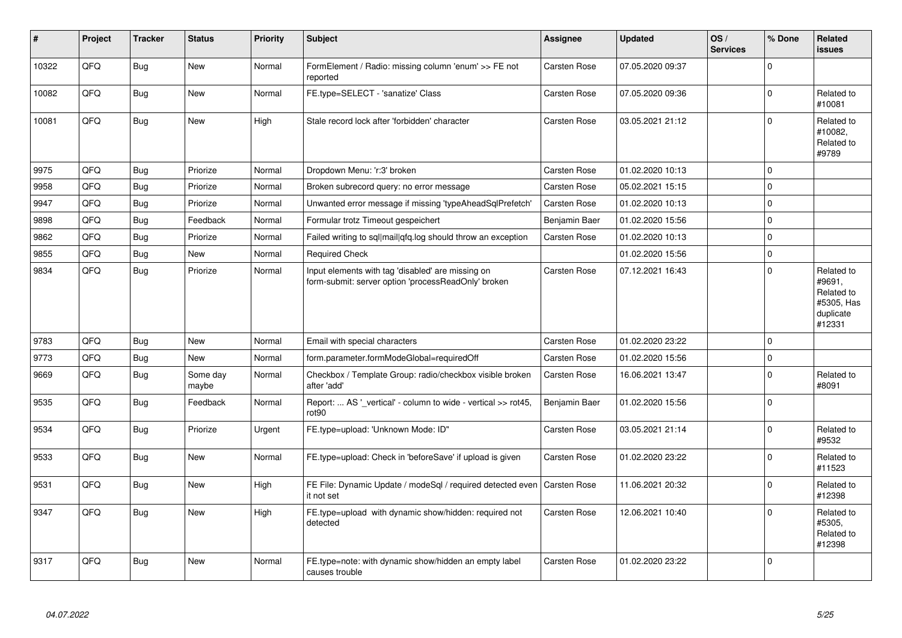| # | Project | Tracker | Status | Priority | Subject | Assignee | Updated | OS / Services | % Done | Related issues |
|---|---|---|---|---|---|---|---|---|---|---|
| 10322 | QFQ | Bug | New | Normal | FormElement / Radio: missing column 'enum' >> FE not reported | Carsten Rose | 07.05.2020 09:37 | | 0 | |
| 10082 | QFQ | Bug | New | Normal | FE.type=SELECT - 'sanatize' Class | Carsten Rose | 07.05.2020 09:36 | | 0 | Related to #10081 |
| 10081 | QFQ | Bug | New | High | Stale record lock after 'forbidden' character | Carsten Rose | 03.05.2021 21:12 | | 0 | Related to #10082, Related to #9789 |
| 9975 | QFQ | Bug | Priorize | Normal | Dropdown Menu: 'r:3' broken | Carsten Rose | 01.02.2020 10:13 | | 0 | |
| 9958 | QFQ | Bug | Priorize | Normal | Broken subrecord query: no error message | Carsten Rose | 05.02.2021 15:15 | | 0 | |
| 9947 | QFQ | Bug | Priorize | Normal | Unwanted error message if missing 'typeAheadSqlPrefetch' | Carsten Rose | 01.02.2020 10:13 | | 0 | |
| 9898 | QFQ | Bug | Feedback | Normal | Formular trotz Timeout gespeichert | Benjamin Baer | 01.02.2020 15:56 | | 0 | |
| 9862 | QFQ | Bug | Priorize | Normal | Failed writing to sql\|mail\|qfq.log should throw an exception | Carsten Rose | 01.02.2020 10:13 | | 0 | |
| 9855 | QFQ | Bug | New | Normal | Required Check | | 01.02.2020 15:56 | | 0 | |
| 9834 | QFQ | Bug | Priorize | Normal | Input elements with tag 'disabled' are missing on form-submit: server option 'processReadOnly' broken | Carsten Rose | 07.12.2021 16:43 | | 0 | Related to #9691, Related to #5305, Has duplicate #12331 |
| 9783 | QFQ | Bug | New | Normal | Email with special characters | Carsten Rose | 01.02.2020 23:22 | | 0 | |
| 9773 | QFQ | Bug | New | Normal | form.parameter.formModeGlobal=requiredOff | Carsten Rose | 01.02.2020 15:56 | | 0 | |
| 9669 | QFQ | Bug | Some day maybe | Normal | Checkbox / Template Group: radio/checkbox visible broken after 'add' | Carsten Rose | 16.06.2021 13:47 | | 0 | Related to #8091 |
| 9535 | QFQ | Bug | Feedback | Normal | Report: ... AS '_vertical' - column to wide - vertical >> rot45, rot90 | Benjamin Baer | 01.02.2020 15:56 | | 0 | |
| 9534 | QFQ | Bug | Priorize | Urgent | FE.type=upload: 'Unknown Mode: ID" | Carsten Rose | 03.05.2021 21:14 | | 0 | Related to #9532 |
| 9533 | QFQ | Bug | New | Normal | FE.type=upload: Check in 'beforeSave' if upload is given | Carsten Rose | 01.02.2020 23:22 | | 0 | Related to #11523 |
| 9531 | QFQ | Bug | New | High | FE File: Dynamic Update / modeSql / required detected even it not set | Carsten Rose | 11.06.2021 20:32 | | 0 | Related to #12398 |
| 9347 | QFQ | Bug | New | High | FE.type=upload with dynamic show/hidden: required not detected | Carsten Rose | 12.06.2021 10:40 | | 0 | Related to #5305, Related to #12398 |
| 9317 | QFQ | Bug | New | Normal | FE.type=note: with dynamic show/hidden an empty label causes trouble | Carsten Rose | 01.02.2020 23:22 | | 0 | |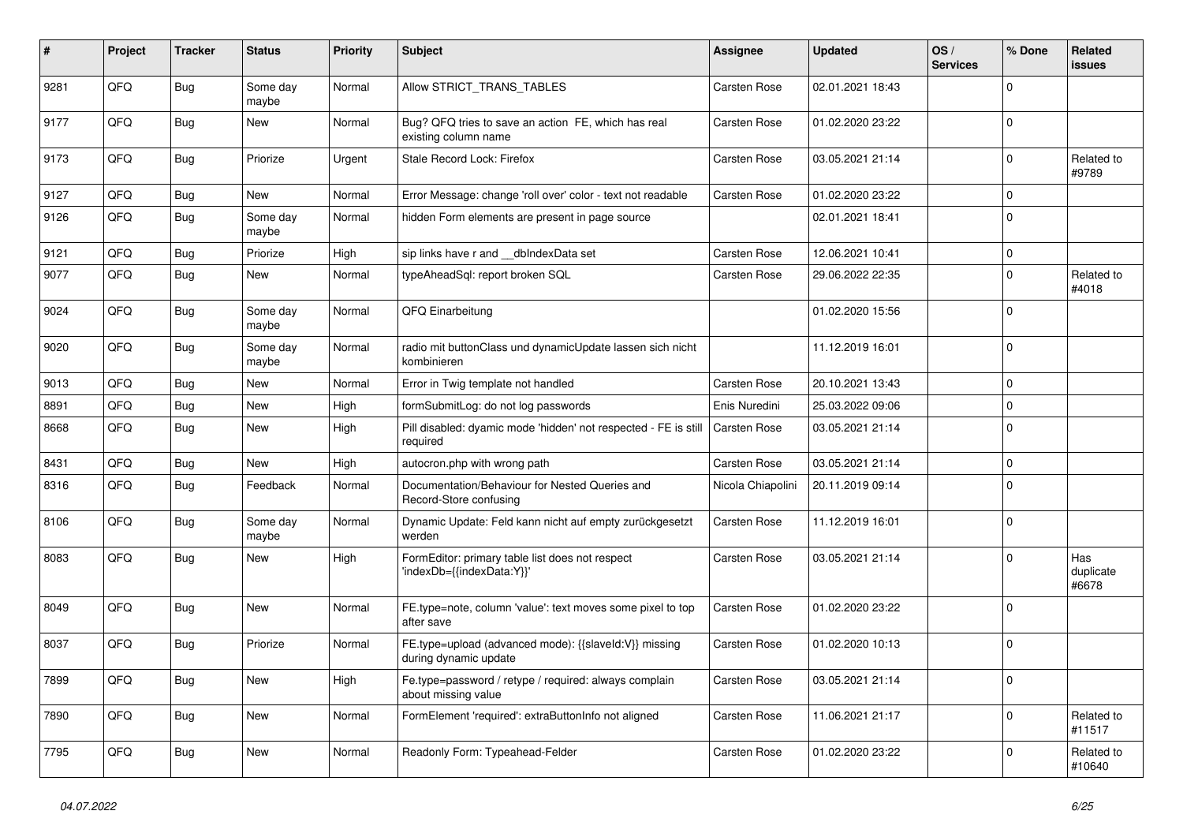| # | Project | Tracker | Status | Priority | Subject | Assignee | Updated | OS / Services | % Done | Related issues |
|---|---|---|---|---|---|---|---|---|---|---|
| 9281 | QFQ | Bug | Some day maybe | Normal | Allow STRICT_TRANS_TABLES | Carsten Rose | 02.01.2021 18:43 | | 0 | |
| 9177 | QFQ | Bug | New | Normal | Bug? QFQ tries to save an action FE, which has real existing column name | Carsten Rose | 01.02.2020 23:22 | | 0 | |
| 9173 | QFQ | Bug | Priorize | Urgent | Stale Record Lock: Firefox | Carsten Rose | 03.05.2021 21:14 | | 0 | Related to #9789 |
| 9127 | QFQ | Bug | New | Normal | Error Message: change 'roll over' color - text not readable | Carsten Rose | 01.02.2020 23:22 | | 0 | |
| 9126 | QFQ | Bug | Some day maybe | Normal | hidden Form elements are present in page source | | 02.01.2021 18:41 | | 0 | |
| 9121 | QFQ | Bug | Priorize | High | sip links have r and __dbIndexData set | Carsten Rose | 12.06.2021 10:41 | | 0 | |
| 9077 | QFQ | Bug | New | Normal | typeAheadSql: report broken SQL | Carsten Rose | 29.06.2022 22:35 | | 0 | Related to #4018 |
| 9024 | QFQ | Bug | Some day maybe | Normal | QFQ Einarbeitung | | 01.02.2020 15:56 | | 0 | |
| 9020 | QFQ | Bug | Some day maybe | Normal | radio mit buttonClass und dynamicUpdate lassen sich nicht kombinieren | | 11.12.2019 16:01 | | 0 | |
| 9013 | QFQ | Bug | New | Normal | Error in Twig template not handled | Carsten Rose | 20.10.2021 13:43 | | 0 | |
| 8891 | QFQ | Bug | New | High | formSubmitLog: do not log passwords | Enis Nuredini | 25.03.2022 09:06 | | 0 | |
| 8668 | QFQ | Bug | New | High | Pill disabled: dyamic mode 'hidden' not respected - FE is still required | Carsten Rose | 03.05.2021 21:14 | | 0 | |
| 8431 | QFQ | Bug | New | High | autocron.php with wrong path | Carsten Rose | 03.05.2021 21:14 | | 0 | |
| 8316 | QFQ | Bug | Feedback | Normal | Documentation/Behaviour for Nested Queries and Record-Store confusing | Nicola Chiapolini | 20.11.2019 09:14 | | 0 | |
| 8106 | QFQ | Bug | Some day maybe | Normal | Dynamic Update: Feld kann nicht auf empty zurückgesetzt werden | Carsten Rose | 11.12.2019 16:01 | | 0 | |
| 8083 | QFQ | Bug | New | High | FormEditor: primary table list does not respect 'indexDb={{indexData:Y}}' | Carsten Rose | 03.05.2021 21:14 | | 0 | Has duplicate #6678 |
| 8049 | QFQ | Bug | New | Normal | FE.type=note, column 'value': text moves some pixel to top after save | Carsten Rose | 01.02.2020 23:22 | | 0 | |
| 8037 | QFQ | Bug | Priorize | Normal | FE.type=upload (advanced mode): {{slaveId:V}} missing during dynamic update | Carsten Rose | 01.02.2020 10:13 | | 0 | |
| 7899 | QFQ | Bug | New | High | Fe.type=password / retype / required: always complain about missing value | Carsten Rose | 03.05.2021 21:14 | | 0 | |
| 7890 | QFQ | Bug | New | Normal | FormElement 'required': extraButtonInfo not aligned | Carsten Rose | 11.06.2021 21:17 | | 0 | Related to #11517 |
| 7795 | QFQ | Bug | New | Normal | Readonly Form: Typeahead-Felder | Carsten Rose | 01.02.2020 23:22 | | 0 | Related to #10640 |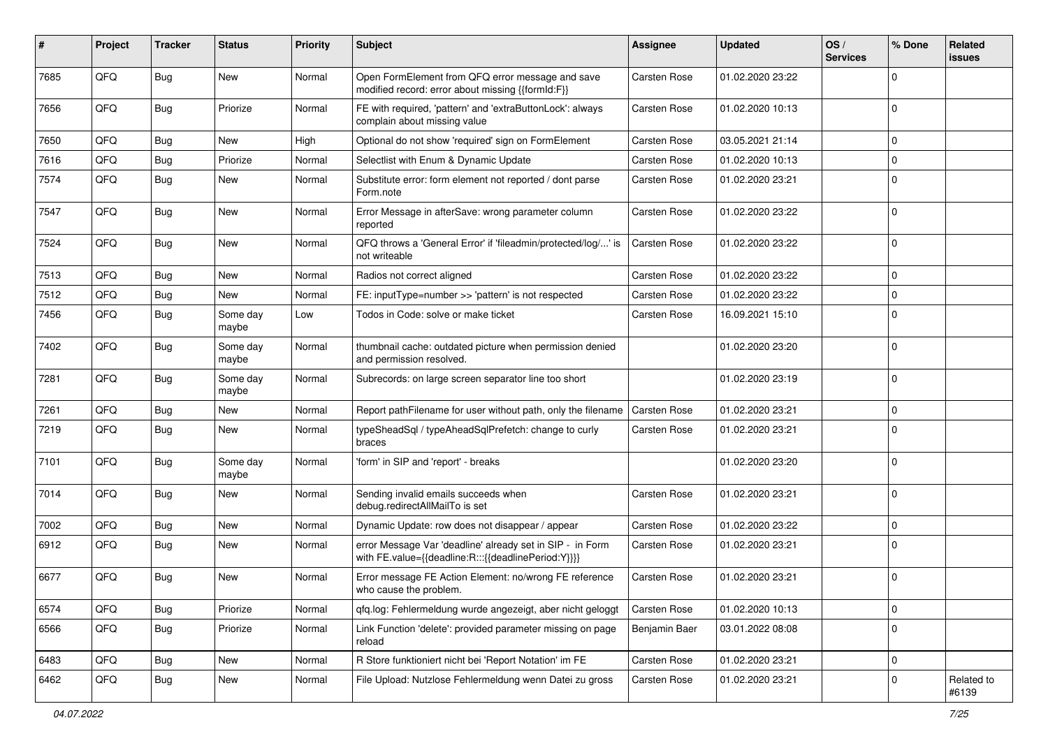| # | Project | Tracker | Status | Priority | Subject | Assignee | Updated | OS / Services | % Done | Related issues |
|---|---|---|---|---|---|---|---|---|---|---|
| 7685 | QFQ | Bug | New | Normal | Open FormElement from QFQ error message and save modified record: error about missing {{formId:F}} | Carsten Rose | 01.02.2020 23:22 | | 0 | |
| 7656 | QFQ | Bug | Priorize | Normal | FE with required, 'pattern' and 'extraButtonLock': always complain about missing value | Carsten Rose | 01.02.2020 10:13 | | 0 | |
| 7650 | QFQ | Bug | New | High | Optional do not show 'required' sign on FormElement | Carsten Rose | 03.05.2021 21:14 | | 0 | |
| 7616 | QFQ | Bug | Priorize | Normal | Selectlist with Enum & Dynamic Update | Carsten Rose | 01.02.2020 10:13 | | 0 | |
| 7574 | QFQ | Bug | New | Normal | Substitute error: form element not reported / dont parse Form.note | Carsten Rose | 01.02.2020 23:21 | | 0 | |
| 7547 | QFQ | Bug | New | Normal | Error Message in afterSave: wrong parameter column reported | Carsten Rose | 01.02.2020 23:22 | | 0 | |
| 7524 | QFQ | Bug | New | Normal | QFQ throws a 'General Error' if 'fileadmin/protected/log/...' is not writeable | Carsten Rose | 01.02.2020 23:22 | | 0 | |
| 7513 | QFQ | Bug | New | Normal | Radios not correct aligned | Carsten Rose | 01.02.2020 23:22 | | 0 | |
| 7512 | QFQ | Bug | New | Normal | FE: inputType=number >> 'pattern' is not respected | Carsten Rose | 01.02.2020 23:22 | | 0 | |
| 7456 | QFQ | Bug | Some day maybe | Low | Todos in Code: solve or make ticket | Carsten Rose | 16.09.2021 15:10 | | 0 | |
| 7402 | QFQ | Bug | Some day maybe | Normal | thumbnail cache: outdated picture when permission denied and permission resolved. | | 01.02.2020 23:20 | | 0 | |
| 7281 | QFQ | Bug | Some day maybe | Normal | Subrecords: on large screen separator line too short | | 01.02.2020 23:19 | | 0 | |
| 7261 | QFQ | Bug | New | Normal | Report pathFilename for user without path, only the filename | Carsten Rose | 01.02.2020 23:21 | | 0 | |
| 7219 | QFQ | Bug | New | Normal | typeSheadSql / typeAheadSqlPrefetch: change to curly braces | Carsten Rose | 01.02.2020 23:21 | | 0 | |
| 7101 | QFQ | Bug | Some day maybe | Normal | 'form' in SIP and 'report' - breaks | | 01.02.2020 23:20 | | 0 | |
| 7014 | QFQ | Bug | New | Normal | Sending invalid emails succeeds when debug.redirectAllMailTo is set | Carsten Rose | 01.02.2020 23:21 | | 0 | |
| 7002 | QFQ | Bug | New | Normal | Dynamic Update: row does not disappear / appear | Carsten Rose | 01.02.2020 23:22 | | 0 | |
| 6912 | QFQ | Bug | New | Normal | error Message Var 'deadline' already set in SIP - in Form with FE.value={{deadline:R:::{{deadlinePeriod:Y}}}} | Carsten Rose | 01.02.2020 23:21 | | 0 | |
| 6677 | QFQ | Bug | New | Normal | Error message FE Action Element: no/wrong FE reference who cause the problem. | Carsten Rose | 01.02.2020 23:21 | | 0 | |
| 6574 | QFQ | Bug | Priorize | Normal | qfq.log: Fehlermeldung wurde angezeigt, aber nicht geloggt | Carsten Rose | 01.02.2020 10:13 | | 0 | |
| 6566 | QFQ | Bug | Priorize | Normal | Link Function 'delete': provided parameter missing on page reload | Benjamin Baer | 03.01.2022 08:08 | | 0 | |
| 6483 | QFQ | Bug | New | Normal | R Store funktioniert nicht bei 'Report Notation' im FE | Carsten Rose | 01.02.2020 23:21 | | 0 | |
| 6462 | QFQ | Bug | New | Normal | File Upload: Nutzlose Fehlermeldung wenn Datei zu gross | Carsten Rose | 01.02.2020 23:21 | | 0 | Related to #6139 |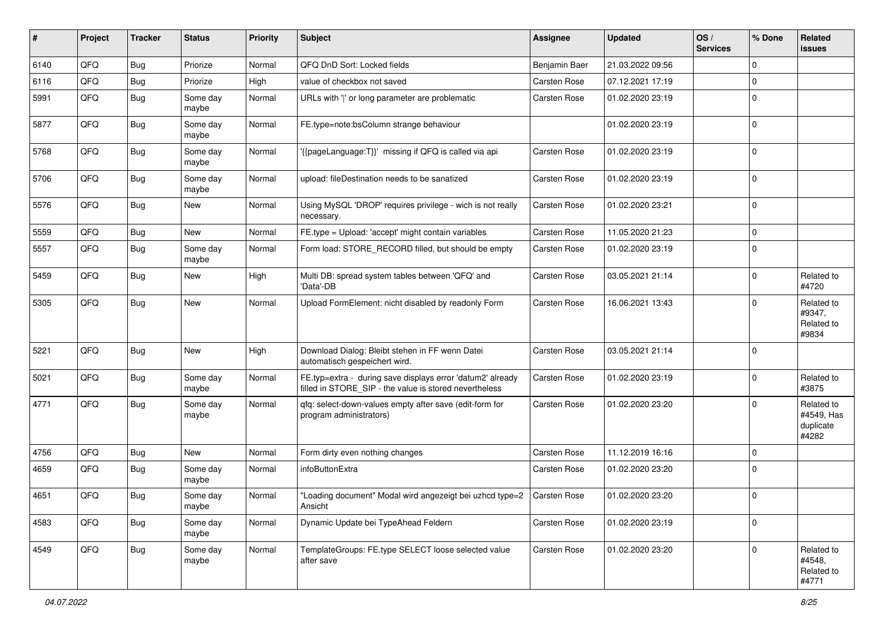| # | Project | Tracker | Status | Priority | Subject | Assignee | Updated | OS / Services | % Done | Related issues |
|---|---|---|---|---|---|---|---|---|---|---|
| 6140 | QFQ | Bug | Priorize | Normal | QFQ DnD Sort: Locked fields | Benjamin Baer | 21.03.2022 09:56 | | 0 | |
| 6116 | QFQ | Bug | Priorize | High | value of checkbox not saved | Carsten Rose | 07.12.2021 17:19 | | 0 | |
| 5991 | QFQ | Bug | Some day maybe | Normal | URLs with '\|' or long parameter are problematic | Carsten Rose | 01.02.2020 23:19 | | 0 | |
| 5877 | QFQ | Bug | Some day maybe | Normal | FE.type=note:bsColumn strange behaviour | | 01.02.2020 23:19 | | 0 | |
| 5768 | QFQ | Bug | Some day maybe | Normal | '{{pageLanguage:T}}' missing if QFQ is called via api | Carsten Rose | 01.02.2020 23:19 | | 0 | |
| 5706 | QFQ | Bug | Some day maybe | Normal | upload: fileDestination needs to be sanatized | Carsten Rose | 01.02.2020 23:19 | | 0 | |
| 5576 | QFQ | Bug | New | Normal | Using MySQL 'DROP' requires privilege - wich is not really necessary. | Carsten Rose | 01.02.2020 23:21 | | 0 | |
| 5559 | QFQ | Bug | New | Normal | FE.type = Upload: 'accept' might contain variables | Carsten Rose | 11.05.2020 21:23 | | 0 | |
| 5557 | QFQ | Bug | Some day maybe | Normal | Form load: STORE_RECORD filled, but should be empty | Carsten Rose | 01.02.2020 23:19 | | 0 | |
| 5459 | QFQ | Bug | New | High | Multi DB: spread system tables between 'QFQ' and 'Data'-DB | Carsten Rose | 03.05.2021 21:14 | | 0 | Related to #4720 |
| 5305 | QFQ | Bug | New | Normal | Upload FormElement: nicht disabled by readonly Form | Carsten Rose | 16.06.2021 13:43 | | 0 | Related to #9347, Related to #9834 |
| 5221 | QFQ | Bug | New | High | Download Dialog: Bleibt stehen in FF wenn Datei automatisch gespeichert wird. | Carsten Rose | 03.05.2021 21:14 | | 0 | |
| 5021 | QFQ | Bug | Some day maybe | Normal | FE.typ=extra - during save displays error 'datum2' already filled in STORE_SIP - the value is stored nevertheless | Carsten Rose | 01.02.2020 23:19 | | 0 | Related to #3875 |
| 4771 | QFQ | Bug | Some day maybe | Normal | qfq: select-down-values empty after save (edit-form for program administrators) | Carsten Rose | 01.02.2020 23:20 | | 0 | Related to #4549, Has duplicate #4282 |
| 4756 | QFQ | Bug | New | Normal | Form dirty even nothing changes | Carsten Rose | 11.12.2019 16:16 | | 0 | |
| 4659 | QFQ | Bug | Some day maybe | Normal | infoButtonExtra | Carsten Rose | 01.02.2020 23:20 | | 0 | |
| 4651 | QFQ | Bug | Some day maybe | Normal | "Loading document" Modal wird angezeigt bei uzhcd type=2 Ansicht | Carsten Rose | 01.02.2020 23:20 | | 0 | |
| 4583 | QFQ | Bug | Some day maybe | Normal | Dynamic Update bei TypeAhead Feldern | Carsten Rose | 01.02.2020 23:19 | | 0 | |
| 4549 | QFQ | Bug | Some day maybe | Normal | TemplateGroups: FE.type SELECT loose selected value after save | Carsten Rose | 01.02.2020 23:20 | | 0 | Related to #4548, Related to #4771 |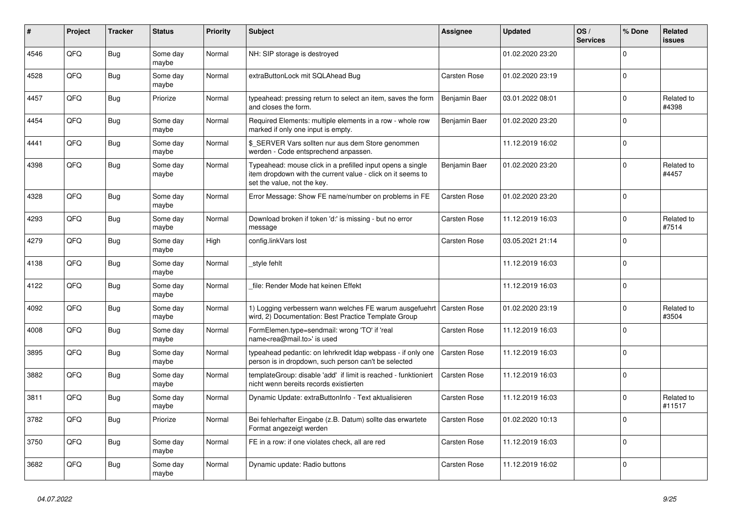| # | Project | Tracker | Status | Priority | Subject | Assignee | Updated | OS / Services | % Done | Related issues |
|---|---|---|---|---|---|---|---|---|---|---|
| 4546 | QFQ | Bug | Some day maybe | Normal | NH: SIP storage is destroyed | | 01.02.2020 23:20 | | 0 | |
| 4528 | QFQ | Bug | Some day maybe | Normal | extraButtonLock mit SQLAhead Bug | Carsten Rose | 01.02.2020 23:19 | | 0 | |
| 4457 | QFQ | Bug | Priorize | Normal | typeahead: pressing return to select an item, saves the form and closes the form. | Benjamin Baer | 03.01.2022 08:01 | | 0 | Related to #4398 |
| 4454 | QFQ | Bug | Some day maybe | Normal | Required Elements: multiple elements in a row - whole row marked if only one input is empty. | Benjamin Baer | 01.02.2020 23:20 | | 0 | |
| 4441 | QFQ | Bug | Some day maybe | Normal | $_SERVER Vars sollten nur aus dem Store genommen werden - Code entsprechend anpassen. | | 11.12.2019 16:02 | | 0 | |
| 4398 | QFQ | Bug | Some day maybe | Normal | Typeahead: mouse click in a prefilled input opens a single item dropdown with the current value - click on it seems to set the value, not the key. | Benjamin Baer | 01.02.2020 23:20 | | 0 | Related to #4457 |
| 4328 | QFQ | Bug | Some day maybe | Normal | Error Message: Show FE name/number on problems in FE | Carsten Rose | 01.02.2020 23:20 | | 0 | |
| 4293 | QFQ | Bug | Some day maybe | Normal | Download broken if token 'd:' is missing - but no error message | Carsten Rose | 11.12.2019 16:03 | | 0 | Related to #7514 |
| 4279 | QFQ | Bug | Some day maybe | High | config.linkVars lost | Carsten Rose | 03.05.2021 21:14 | | 0 | |
| 4138 | QFQ | Bug | Some day maybe | Normal | _style fehlt | | 11.12.2019 16:03 | | 0 | |
| 4122 | QFQ | Bug | Some day maybe | Normal | _file: Render Mode hat keinen Effekt | | 11.12.2019 16:03 | | 0 | |
| 4092 | QFQ | Bug | Some day maybe | Normal | 1) Logging verbessern wann welches FE warum ausgefuehrt wird, 2) Documentation: Best Practice Template Group | Carsten Rose | 01.02.2020 23:19 | | 0 | Related to #3504 |
| 4008 | QFQ | Bug | Some day maybe | Normal | FormElemen.type=sendmail: wrong 'TO' if 'real name<rea@mail.to>' is used | Carsten Rose | 11.12.2019 16:03 | | 0 | |
| 3895 | QFQ | Bug | Some day maybe | Normal | typeahead pedantic: on lehrkredit ldap webpass - if only one person is in dropdown, such person can't be selected | Carsten Rose | 11.12.2019 16:03 | | 0 | |
| 3882 | QFQ | Bug | Some day maybe | Normal | templateGroup: disable 'add' if limit is reached - funktioniert nicht wenn bereits records existierten | Carsten Rose | 11.12.2019 16:03 | | 0 | |
| 3811 | QFQ | Bug | Some day maybe | Normal | Dynamic Update: extraButtonInfo - Text aktualisieren | Carsten Rose | 11.12.2019 16:03 | | 0 | Related to #11517 |
| 3782 | QFQ | Bug | Priorize | Normal | Bei fehlerhafter Eingabe (z.B. Datum) sollte das erwartete Format angezeigt werden | Carsten Rose | 01.02.2020 10:13 | | 0 | |
| 3750 | QFQ | Bug | Some day maybe | Normal | FE in a row: if one violates check, all are red | Carsten Rose | 11.12.2019 16:03 | | 0 | |
| 3682 | QFQ | Bug | Some day maybe | Normal | Dynamic update: Radio buttons | Carsten Rose | 11.12.2019 16:02 | | 0 | |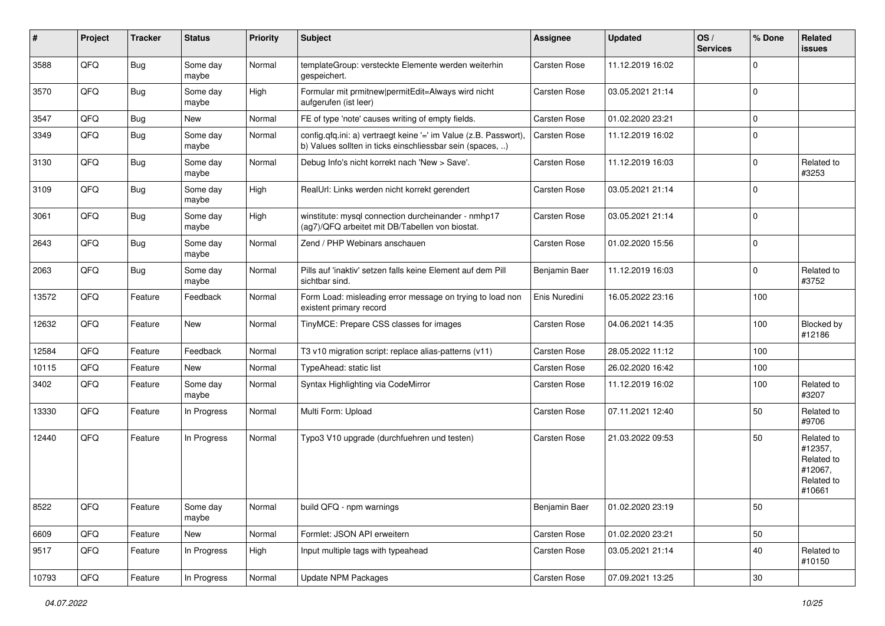| # | Project | Tracker | Status | Priority | Subject | Assignee | Updated | OS / Services | % Done | Related issues |
|---|---|---|---|---|---|---|---|---|---|---|
| 3588 | QFQ | Bug | Some day maybe | Normal | templateGroup: versteckte Elemente werden weiterhin gespeichert. | Carsten Rose | 11.12.2019 16:02 | | 0 | |
| 3570 | QFQ | Bug | Some day maybe | High | Formular mit prmitnew\|permitEdit=Always wird nicht aufgerufen (ist leer) | Carsten Rose | 03.05.2021 21:14 | | 0 | |
| 3547 | QFQ | Bug | New | Normal | FE of type 'note' causes writing of empty fields. | Carsten Rose | 01.02.2020 23:21 | | 0 | |
| 3349 | QFQ | Bug | Some day maybe | Normal | config.qfq.ini: a) vertraegt keine '=' im Value (z.B. Passwort), b) Values sollten in ticks einschliessbar sein (spaces, ..) | Carsten Rose | 11.12.2019 16:02 | | 0 | |
| 3130 | QFQ | Bug | Some day maybe | Normal | Debug Info's nicht korrekt nach 'New > Save'. | Carsten Rose | 11.12.2019 16:03 | | 0 | Related to #3253 |
| 3109 | QFQ | Bug | Some day maybe | High | RealUrl: Links werden nicht korrekt gerendert | Carsten Rose | 03.05.2021 21:14 | | 0 | |
| 3061 | QFQ | Bug | Some day maybe | High | winstitute: mysql connection durcheinander - nmhp17 (ag7)/QFQ arbeitet mit DB/Tabellen von biostat. | Carsten Rose | 03.05.2021 21:14 | | 0 | |
| 2643 | QFQ | Bug | Some day maybe | Normal | Zend / PHP Webinars anschauen | Carsten Rose | 01.02.2020 15:56 | | 0 | |
| 2063 | QFQ | Bug | Some day maybe | Normal | Pills auf 'inaktiv' setzen falls keine Element auf dem Pill sichtbar sind. | Benjamin Baer | 11.12.2019 16:03 | | 0 | Related to #3752 |
| 13572 | QFQ | Feature | Feedback | Normal | Form Load: misleading error message on trying to load non existent primary record | Enis Nuredini | 16.05.2022 23:16 | | 100 | |
| 12632 | QFQ | Feature | New | Normal | TinyMCE: Prepare CSS classes for images | Carsten Rose | 04.06.2021 14:35 | | 100 | Blocked by #12186 |
| 12584 | QFQ | Feature | Feedback | Normal | T3 v10 migration script: replace alias-patterns (v11) | Carsten Rose | 28.05.2022 11:12 | | 100 | |
| 10115 | QFQ | Feature | New | Normal | TypeAhead: static list | Carsten Rose | 26.02.2020 16:42 | | 100 | |
| 3402 | QFQ | Feature | Some day maybe | Normal | Syntax Highlighting via CodeMirror | Carsten Rose | 11.12.2019 16:02 | | 100 | Related to #3207 |
| 13330 | QFQ | Feature | In Progress | Normal | Multi Form: Upload | Carsten Rose | 07.11.2021 12:40 | | 50 | Related to #9706 |
| 12440 | QFQ | Feature | In Progress | Normal | Typo3 V10 upgrade (durchfuehren und testen) | Carsten Rose | 21.03.2022 09:53 | | 50 | Related to #12357, Related to #12067, Related to #10661 |
| 8522 | QFQ | Feature | Some day maybe | Normal | build QFQ - npm warnings | Benjamin Baer | 01.02.2020 23:19 | | 50 | |
| 6609 | QFQ | Feature | New | Normal | Formlet: JSON API erweitern | Carsten Rose | 01.02.2020 23:21 | | 50 | |
| 9517 | QFQ | Feature | In Progress | High | Input multiple tags with typeahead | Carsten Rose | 03.05.2021 21:14 | | 40 | Related to #10150 |
| 10793 | QFQ | Feature | In Progress | Normal | Update NPM Packages | Carsten Rose | 07.09.2021 13:25 | | 30 | |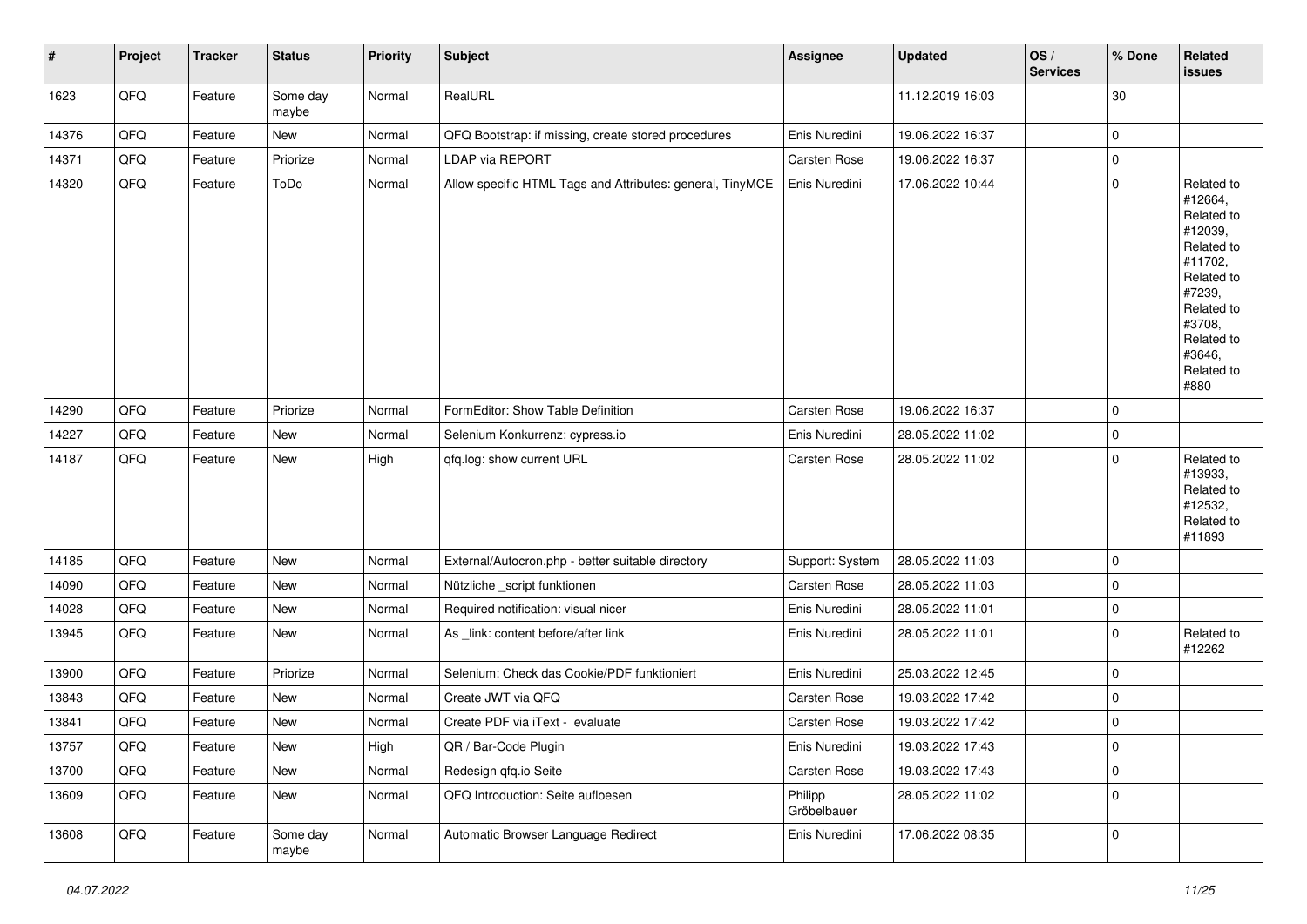| # | Project | Tracker | Status | Priority | Subject | Assignee | Updated | OS / Services | % Done | Related issues |
|---|---|---|---|---|---|---|---|---|---|---|
| 1623 | QFQ | Feature | Some day maybe | Normal | RealURL | | 11.12.2019 16:03 | | 30 | |
| 14376 | QFQ | Feature | New | Normal | QFQ Bootstrap: if missing, create stored procedures | Enis Nuredini | 19.06.2022 16:37 | | 0 | |
| 14371 | QFQ | Feature | Priorize | Normal | LDAP via REPORT | Carsten Rose | 19.06.2022 16:37 | | 0 | |
| 14320 | QFQ | Feature | ToDo | Normal | Allow specific HTML Tags and Attributes: general, TinyMCE | Enis Nuredini | 17.06.2022 10:44 | | 0 | Related to #12664, Related to #12039, Related to #11702, Related to #7239, Related to #3708, Related to #3646, Related to #880 |
| 14290 | QFQ | Feature | Priorize | Normal | FormEditor: Show Table Definition | Carsten Rose | 19.06.2022 16:37 | | 0 | |
| 14227 | QFQ | Feature | New | Normal | Selenium Konkurrenz: cypress.io | Enis Nuredini | 28.05.2022 11:02 | | 0 | |
| 14187 | QFQ | Feature | New | High | qfq.log: show current URL | Carsten Rose | 28.05.2022 11:02 | | 0 | Related to #13933, Related to #12532, Related to #11893 |
| 14185 | QFQ | Feature | New | Normal | External/Autocron.php - better suitable directory | Support: System | 28.05.2022 11:03 | | 0 | |
| 14090 | QFQ | Feature | New | Normal | Nützliche _script funktionen | Carsten Rose | 28.05.2022 11:03 | | 0 | |
| 14028 | QFQ | Feature | New | Normal | Required notification: visual nicer | Enis Nuredini | 28.05.2022 11:01 | | 0 | |
| 13945 | QFQ | Feature | New | Normal | As _link: content before/after link | Enis Nuredini | 28.05.2022 11:01 | | 0 | Related to #12262 |
| 13900 | QFQ | Feature | Priorize | Normal | Selenium: Check das Cookie/PDF funktioniert | Enis Nuredini | 25.03.2022 12:45 | | 0 | |
| 13843 | QFQ | Feature | New | Normal | Create JWT via QFQ | Carsten Rose | 19.03.2022 17:42 | | 0 | |
| 13841 | QFQ | Feature | New | Normal | Create PDF via iText - evaluate | Carsten Rose | 19.03.2022 17:42 | | 0 | |
| 13757 | QFQ | Feature | New | High | QR / Bar-Code Plugin | Enis Nuredini | 19.03.2022 17:43 | | 0 | |
| 13700 | QFQ | Feature | New | Normal | Redesign qfq.io Seite | Carsten Rose | 19.03.2022 17:43 | | 0 | |
| 13609 | QFQ | Feature | New | Normal | QFQ Introduction: Seite aufloesen | Philipp Gröbelbauer | 28.05.2022 11:02 | | 0 | |
| 13608 | QFQ | Feature | Some day maybe | Normal | Automatic Browser Language Redirect | Enis Nuredini | 17.06.2022 08:35 | | 0 | |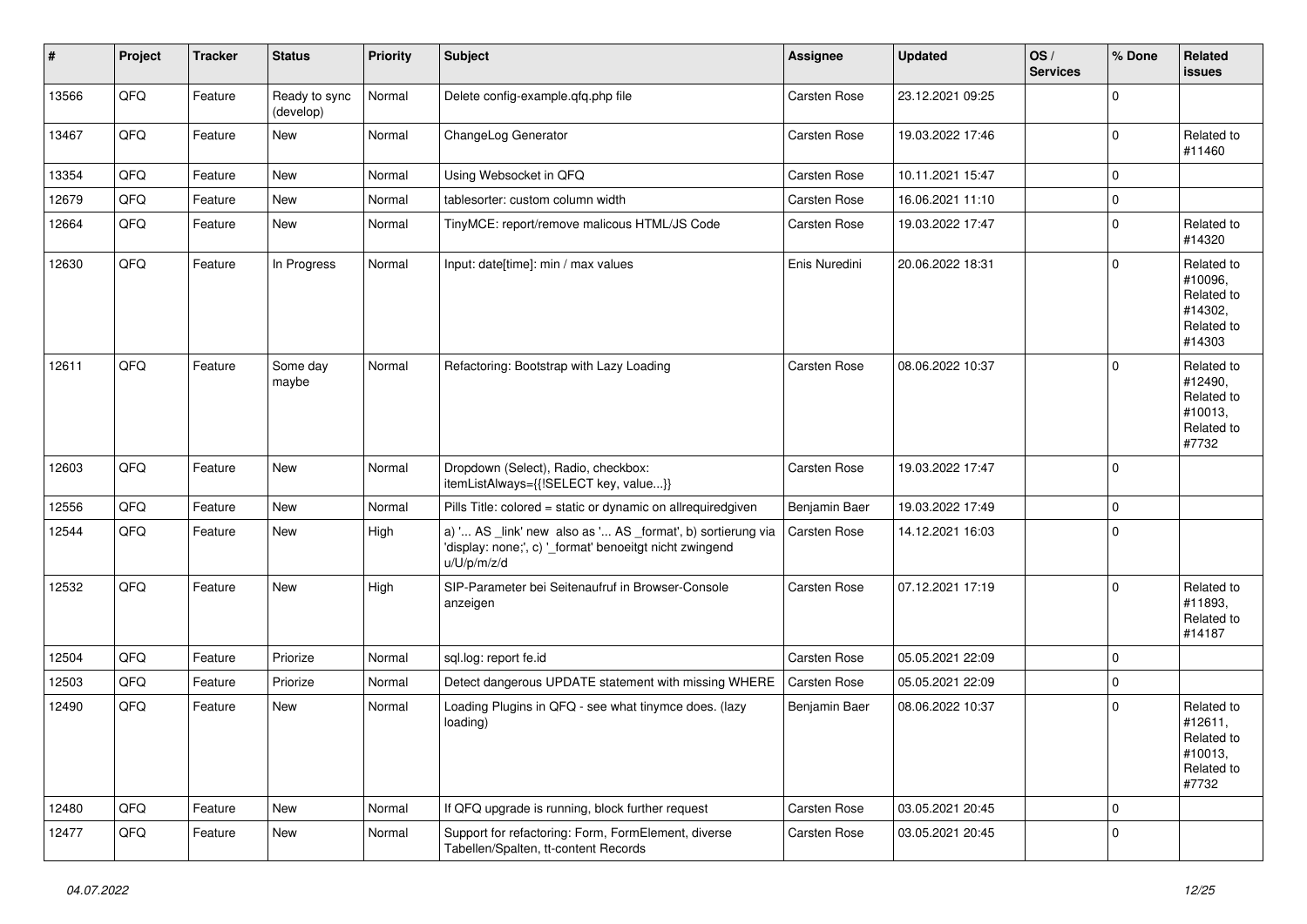| # | Project | Tracker | Status | Priority | Subject | Assignee | Updated | OS / Services | % Done | Related issues |
|---|---|---|---|---|---|---|---|---|---|---|
| 13566 | QFQ | Feature | Ready to sync (develop) | Normal | Delete config-example.qfq.php file | Carsten Rose | 23.12.2021 09:25 | | 0 | |
| 13467 | QFQ | Feature | New | Normal | ChangeLog Generator | Carsten Rose | 19.03.2022 17:46 | | 0 | Related to #11460 |
| 13354 | QFQ | Feature | New | Normal | Using Websocket in QFQ | Carsten Rose | 10.11.2021 15:47 | | 0 | |
| 12679 | QFQ | Feature | New | Normal | tablesorter: custom column width | Carsten Rose | 16.06.2021 11:10 | | 0 | |
| 12664 | QFQ | Feature | New | Normal | TinyMCE: report/remove malicous HTML/JS Code | Carsten Rose | 19.03.2022 17:47 | | 0 | Related to #14320 |
| 12630 | QFQ | Feature | In Progress | Normal | Input: date[time]: min / max values | Enis Nuredini | 20.06.2022 18:31 | | 0 | Related to #10096, Related to #14302, Related to #14303 |
| 12611 | QFQ | Feature | Some day maybe | Normal | Refactoring: Bootstrap with Lazy Loading | Carsten Rose | 08.06.2022 10:37 | | 0 | Related to #12490, Related to #10013, Related to #7732 |
| 12603 | QFQ | Feature | New | Normal | Dropdown (Select), Radio, checkbox: itemListAlways={{!SELECT key, value...}} | Carsten Rose | 19.03.2022 17:47 | | 0 | |
| 12556 | QFQ | Feature | New | Normal | Pills Title: colored = static or dynamic on allrequiredgiven | Benjamin Baer | 19.03.2022 17:49 | | 0 | |
| 12544 | QFQ | Feature | New | High | a) '... AS _link' new also as '... AS _format', b) sortierung via 'display: none;', c) '_format' benoeitgt nicht zwingend u/U/p/m/z/d | Carsten Rose | 14.12.2021 16:03 | | 0 | |
| 12532 | QFQ | Feature | New | High | SIP-Parameter bei Seitenaufruf in Browser-Console anzeigen | Carsten Rose | 07.12.2021 17:19 | | 0 | Related to #11893, Related to #14187 |
| 12504 | QFQ | Feature | Priorize | Normal | sql.log: report fe.id | Carsten Rose | 05.05.2021 22:09 | | 0 | |
| 12503 | QFQ | Feature | Priorize | Normal | Detect dangerous UPDATE statement with missing WHERE | Carsten Rose | 05.05.2021 22:09 | | 0 | |
| 12490 | QFQ | Feature | New | Normal | Loading Plugins in QFQ - see what tinymce does. (lazy loading) | Benjamin Baer | 08.06.2022 10:37 | | 0 | Related to #12611, Related to #10013, Related to #7732 |
| 12480 | QFQ | Feature | New | Normal | If QFQ upgrade is running, block further request | Carsten Rose | 03.05.2021 20:45 | | 0 | |
| 12477 | QFQ | Feature | New | Normal | Support for refactoring: Form, FormElement, diverse Tabellen/Spalten, tt-content Records | Carsten Rose | 03.05.2021 20:45 | | 0 | |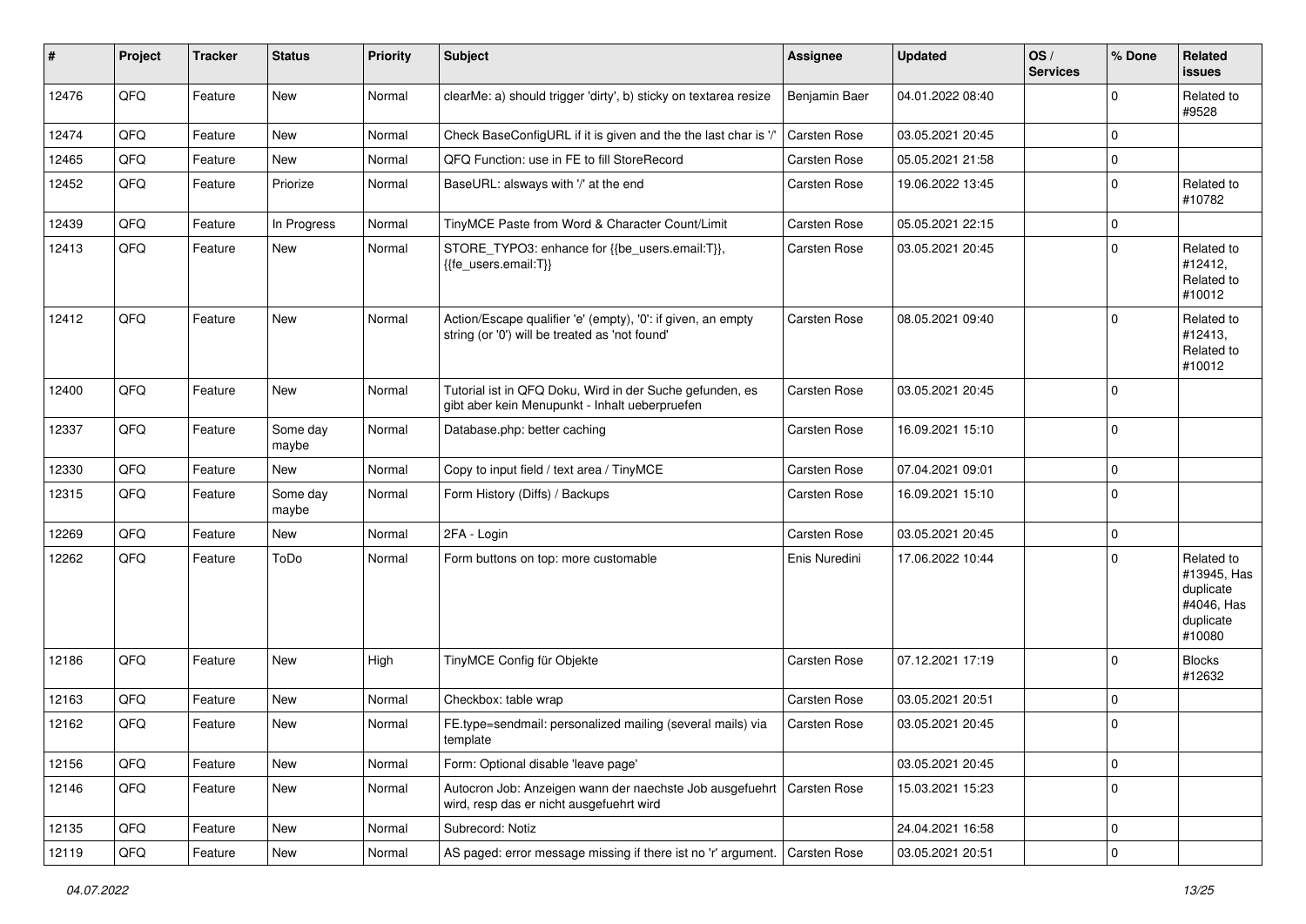| # | Project | Tracker | Status | Priority | Subject | Assignee | Updated | OS / Services | % Done | Related issues |
|---|---|---|---|---|---|---|---|---|---|---|
| 12476 | QFQ | Feature | New | Normal | clearMe: a) should trigger 'dirty', b) sticky on textarea resize | Benjamin Baer | 04.01.2022 08:40 | | 0 | Related to #9528 |
| 12474 | QFQ | Feature | New | Normal | Check BaseConfigURL if it is given and the the last char is '/' | Carsten Rose | 03.05.2021 20:45 | | 0 | |
| 12465 | QFQ | Feature | New | Normal | QFQ Function: use in FE to fill StoreRecord | Carsten Rose | 05.05.2021 21:58 | | 0 | |
| 12452 | QFQ | Feature | Priorize | Normal | BaseURL: alsways with '/' at the end | Carsten Rose | 19.06.2022 13:45 | | 0 | Related to #10782 |
| 12439 | QFQ | Feature | In Progress | Normal | TinyMCE Paste from Word & Character Count/Limit | Carsten Rose | 05.05.2021 22:15 | | 0 | |
| 12413 | QFQ | Feature | New | Normal | STORE_TYPO3: enhance for {{be_users.email:T}}, {{fe_users.email:T}} | Carsten Rose | 03.05.2021 20:45 | | 0 | Related to #12412, Related to #10012 |
| 12412 | QFQ | Feature | New | Normal | Action/Escape qualifier 'e' (empty), '0': if given, an empty string (or '0') will be treated as 'not found' | Carsten Rose | 08.05.2021 09:40 | | 0 | Related to #12413, Related to #10012 |
| 12400 | QFQ | Feature | New | Normal | Tutorial ist in QFQ Doku, Wird in der Suche gefunden, es gibt aber kein Menupunkt - Inhalt ueberpruefen | Carsten Rose | 03.05.2021 20:45 | | 0 | |
| 12337 | QFQ | Feature | Some day maybe | Normal | Database.php: better caching | Carsten Rose | 16.09.2021 15:10 | | 0 | |
| 12330 | QFQ | Feature | New | Normal | Copy to input field / text area / TinyMCE | Carsten Rose | 07.04.2021 09:01 | | 0 | |
| 12315 | QFQ | Feature | Some day maybe | Normal | Form History (Diffs) / Backups | Carsten Rose | 16.09.2021 15:10 | | 0 | |
| 12269 | QFQ | Feature | New | Normal | 2FA - Login | Carsten Rose | 03.05.2021 20:45 | | 0 | |
| 12262 | QFQ | Feature | ToDo | Normal | Form buttons on top: more customable | Enis Nuredini | 17.06.2022 10:44 | | 0 | Related to #13945, Has duplicate #4046, Has duplicate #10080 |
| 12186 | QFQ | Feature | New | High | TinyMCE Config für Objekte | Carsten Rose | 07.12.2021 17:19 | | 0 | Blocks #12632 |
| 12163 | QFQ | Feature | New | Normal | Checkbox: table wrap | Carsten Rose | 03.05.2021 20:51 | | 0 | |
| 12162 | QFQ | Feature | New | Normal | FE.type=sendmail: personalized mailing (several mails) via template | Carsten Rose | 03.05.2021 20:45 | | 0 | |
| 12156 | QFQ | Feature | New | Normal | Form: Optional disable 'leave page' | | 03.05.2021 20:45 | | 0 | |
| 12146 | QFQ | Feature | New | Normal | Autocron Job: Anzeigen wann der naechste Job ausgefuehrt wird, resp das er nicht ausgefuehrt wird | Carsten Rose | 15.03.2021 15:23 | | 0 | |
| 12135 | QFQ | Feature | New | Normal | Subrecord: Notiz | | 24.04.2021 16:58 | | 0 | |
| 12119 | QFQ | Feature | New | Normal | AS paged: error message missing if there ist no 'r' argument. | Carsten Rose | 03.05.2021 20:51 | | 0 | |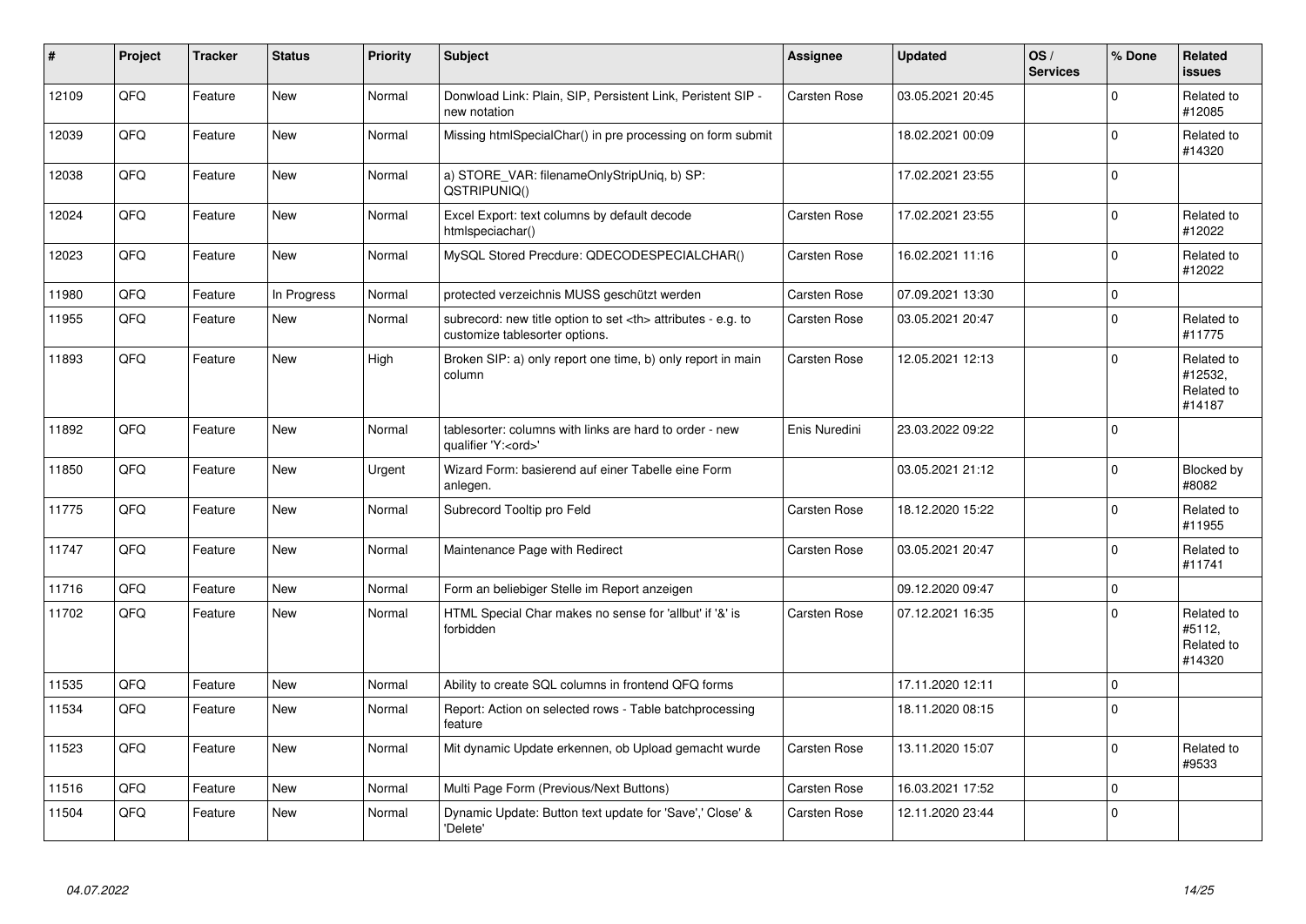| # | Project | Tracker | Status | Priority | Subject | Assignee | Updated | OS / Services | % Done | Related issues |
|---|---|---|---|---|---|---|---|---|---|---|
| 12109 | QFQ | Feature | New | Normal | Donwload Link: Plain, SIP, Persistent Link, Peristent SIP - new notation | Carsten Rose | 03.05.2021 20:45 | | 0 | Related to #12085 |
| 12039 | QFQ | Feature | New | Normal | Missing htmlSpecialChar() in pre processing on form submit | | 18.02.2021 00:09 | | 0 | Related to #14320 |
| 12038 | QFQ | Feature | New | Normal | a) STORE_VAR: filenameOnlyStripUniq, b) SP: QSTRIPUNIQ() | | 17.02.2021 23:55 | | 0 | |
| 12024 | QFQ | Feature | New | Normal | Excel Export: text columns by default decode htmlspeciachar() | Carsten Rose | 17.02.2021 23:55 | | 0 | Related to #12022 |
| 12023 | QFQ | Feature | New | Normal | MySQL Stored Precdure: QDECODESPECIALCHAR() | Carsten Rose | 16.02.2021 11:16 | | 0 | Related to #12022 |
| 11980 | QFQ | Feature | In Progress | Normal | protected verzeichnis MUSS geschützt werden | Carsten Rose | 07.09.2021 13:30 | | 0 | |
| 11955 | QFQ | Feature | New | Normal | subrecord: new title option to set <th> attributes - e.g. to customize tablesorter options. | Carsten Rose | 03.05.2021 20:47 | | 0 | Related to #11775 |
| 11893 | QFQ | Feature | New | High | Broken SIP: a) only report one time, b) only report in main column | Carsten Rose | 12.05.2021 12:13 | | 0 | Related to #12532, Related to #14187 |
| 11892 | QFQ | Feature | New | Normal | tablesorter: columns with links are hard to order - new qualifier 'Y:<ord>' | Enis Nuredini | 23.03.2022 09:22 | | 0 | |
| 11850 | QFQ | Feature | New | Urgent | Wizard Form: basierend auf einer Tabelle eine Form anlegen. | | 03.05.2021 21:12 | | 0 | Blocked by #8082 |
| 11775 | QFQ | Feature | New | Normal | Subrecord Tooltip pro Feld | Carsten Rose | 18.12.2020 15:22 | | 0 | Related to #11955 |
| 11747 | QFQ | Feature | New | Normal | Maintenance Page with Redirect | Carsten Rose | 03.05.2021 20:47 | | 0 | Related to #11741 |
| 11716 | QFQ | Feature | New | Normal | Form an beliebiger Stelle im Report anzeigen | | 09.12.2020 09:47 | | 0 | |
| 11702 | QFQ | Feature | New | Normal | HTML Special Char makes no sense for 'allbut' if '&' is forbidden | Carsten Rose | 07.12.2021 16:35 | | 0 | Related to #5112, Related to #14320 |
| 11535 | QFQ | Feature | New | Normal | Ability to create SQL columns in frontend QFQ forms | | 17.11.2020 12:11 | | 0 | |
| 11534 | QFQ | Feature | New | Normal | Report: Action on selected rows - Table batchprocessing feature | | 18.11.2020 08:15 | | 0 | |
| 11523 | QFQ | Feature | New | Normal | Mit dynamic Update erkennen, ob Upload gemacht wurde | Carsten Rose | 13.11.2020 15:07 | | 0 | Related to #9533 |
| 11516 | QFQ | Feature | New | Normal | Multi Page Form (Previous/Next Buttons) | Carsten Rose | 16.03.2021 17:52 | | 0 | |
| 11504 | QFQ | Feature | New | Normal | Dynamic Update: Button text update for 'Save',' Close' & 'Delete' | Carsten Rose | 12.11.2020 23:44 | | 0 | |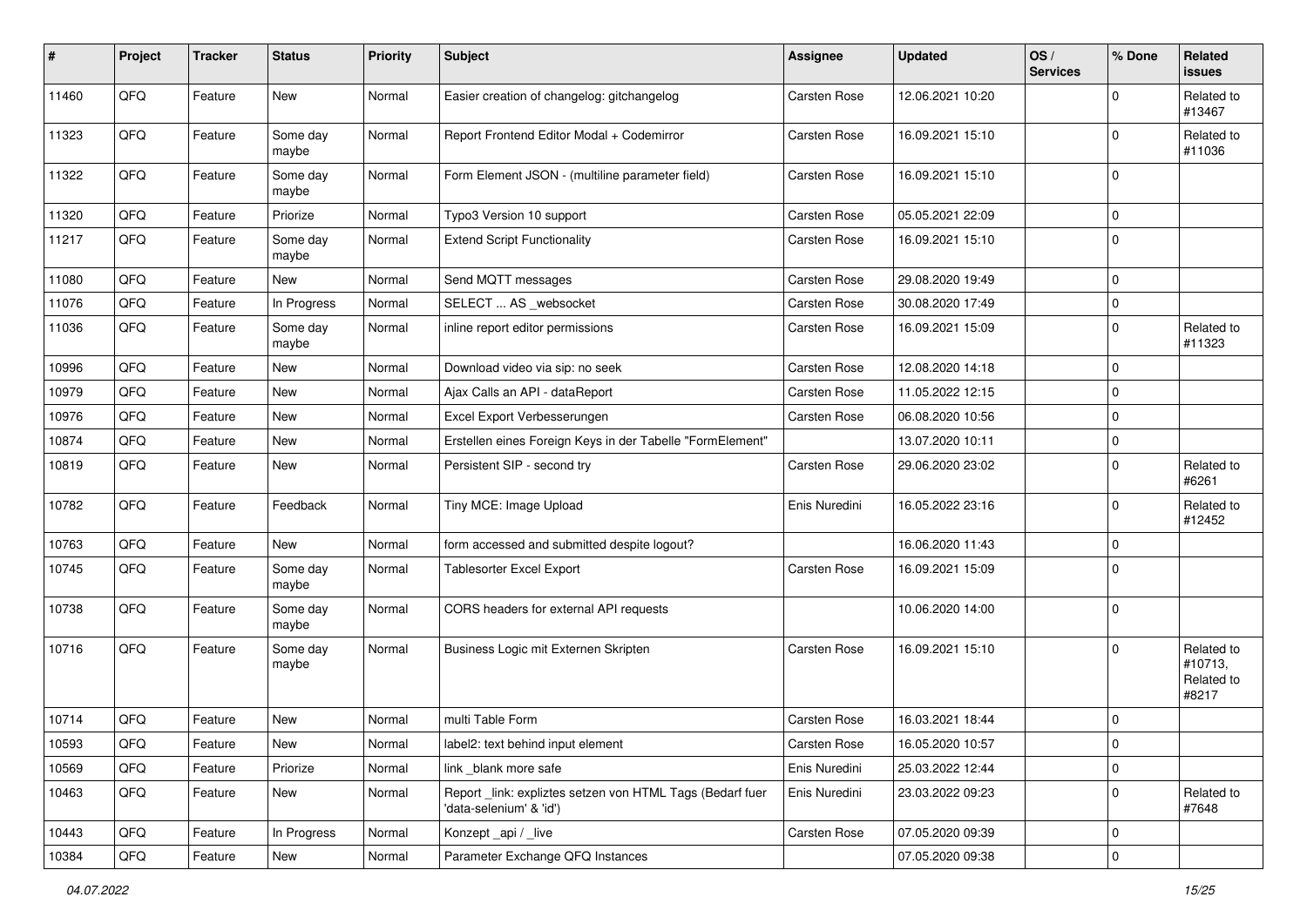| # | Project | Tracker | Status | Priority | Subject | Assignee | Updated | OS / Services | % Done | Related issues |
|---|---|---|---|---|---|---|---|---|---|---|
| 11460 | QFQ | Feature | New | Normal | Easier creation of changelog: gitchangelog | Carsten Rose | 12.06.2021 10:20 | | 0 | Related to #13467 |
| 11323 | QFQ | Feature | Some day maybe | Normal | Report Frontend Editor Modal + Codemirror | Carsten Rose | 16.09.2021 15:10 | | 0 | Related to #11036 |
| 11322 | QFQ | Feature | Some day maybe | Normal | Form Element JSON - (multiline parameter field) | Carsten Rose | 16.09.2021 15:10 | | 0 | |
| 11320 | QFQ | Feature | Priorize | Normal | Typo3 Version 10 support | Carsten Rose | 05.05.2021 22:09 | | 0 | |
| 11217 | QFQ | Feature | Some day maybe | Normal | Extend Script Functionality | Carsten Rose | 16.09.2021 15:10 | | 0 | |
| 11080 | QFQ | Feature | New | Normal | Send MQTT messages | Carsten Rose | 29.08.2020 19:49 | | 0 | |
| 11076 | QFQ | Feature | In Progress | Normal | SELECT ... AS _websocket | Carsten Rose | 30.08.2020 17:49 | | 0 | |
| 11036 | QFQ | Feature | Some day maybe | Normal | inline report editor permissions | Carsten Rose | 16.09.2021 15:09 | | 0 | Related to #11323 |
| 10996 | QFQ | Feature | New | Normal | Download video via sip: no seek | Carsten Rose | 12.08.2020 14:18 | | 0 | |
| 10979 | QFQ | Feature | New | Normal | Ajax Calls an API - dataReport | Carsten Rose | 11.05.2022 12:15 | | 0 | |
| 10976 | QFQ | Feature | New | Normal | Excel Export Verbesserungen | Carsten Rose | 06.08.2020 10:56 | | 0 | |
| 10874 | QFQ | Feature | New | Normal | Erstellen eines Foreign Keys in der Tabelle "FormElement" | | 13.07.2020 10:11 | | 0 | |
| 10819 | QFQ | Feature | New | Normal | Persistent SIP - second try | Carsten Rose | 29.06.2020 23:02 | | 0 | Related to #6261 |
| 10782 | QFQ | Feature | Feedback | Normal | Tiny MCE: Image Upload | Enis Nuredini | 16.05.2022 23:16 | | 0 | Related to #12452 |
| 10763 | QFQ | Feature | New | Normal | form accessed and submitted despite logout? | | 16.06.2020 11:43 | | 0 | |
| 10745 | QFQ | Feature | Some day maybe | Normal | Tablesorter Excel Export | Carsten Rose | 16.09.2021 15:09 | | 0 | |
| 10738 | QFQ | Feature | Some day maybe | Normal | CORS headers for external API requests | | 10.06.2020 14:00 | | 0 | |
| 10716 | QFQ | Feature | Some day maybe | Normal | Business Logic mit Externen Skripten | Carsten Rose | 16.09.2021 15:10 | | 0 | Related to #10713, Related to #8217 |
| 10714 | QFQ | Feature | New | Normal | multi Table Form | Carsten Rose | 16.03.2021 18:44 | | 0 | |
| 10593 | QFQ | Feature | New | Normal | label2: text behind input element | Carsten Rose | 16.05.2020 10:57 | | 0 | |
| 10569 | QFQ | Feature | Priorize | Normal | link _blank more safe | Enis Nuredini | 25.03.2022 12:44 | | 0 | |
| 10463 | QFQ | Feature | New | Normal | Report _link: expliztes setzen von HTML Tags (Bedarf fuer 'data-selenium' & 'id') | Enis Nuredini | 23.03.2022 09:23 | | 0 | Related to #7648 |
| 10443 | QFQ | Feature | In Progress | Normal | Konzept _api / _live | Carsten Rose | 07.05.2020 09:39 | | 0 | |
| 10384 | QFQ | Feature | New | Normal | Parameter Exchange QFQ Instances | | 07.05.2020 09:38 | | 0 | |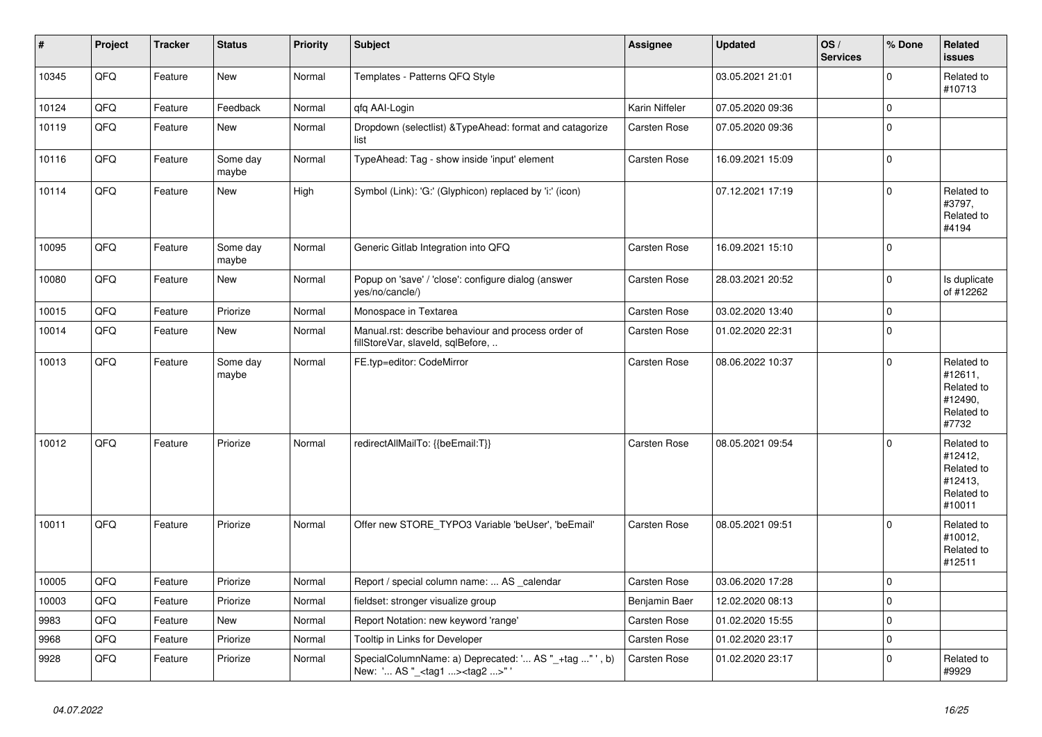| # | Project | Tracker | Status | Priority | Subject | Assignee | Updated | OS / Services | % Done | Related issues |
|---|---|---|---|---|---|---|---|---|---|---|
| 10345 | QFQ | Feature | New | Normal | Templates - Patterns QFQ Style |  | 03.05.2021 21:01 |  | 0 | Related to #10713 |
| 10124 | QFQ | Feature | Feedback | Normal | qfq AAI-Login | Karin Niffeler | 07.05.2020 09:36 |  | 0 |  |
| 10119 | QFQ | Feature | New | Normal | Dropdown (selectlist) &TypeAhead: format and catagorize list | Carsten Rose | 07.05.2020 09:36 |  | 0 |  |
| 10116 | QFQ | Feature | Some day maybe | Normal | TypeAhead: Tag - show inside 'input' element | Carsten Rose | 16.09.2021 15:09 |  | 0 |  |
| 10114 | QFQ | Feature | New | High | Symbol (Link): 'G:' (Glyphicon) replaced by 'i:' (icon) |  | 07.12.2021 17:19 |  | 0 | Related to #3797, Related to #4194 |
| 10095 | QFQ | Feature | Some day maybe | Normal | Generic Gitlab Integration into QFQ | Carsten Rose | 16.09.2021 15:10 |  | 0 |  |
| 10080 | QFQ | Feature | New | Normal | Popup on 'save' / 'close': configure dialog (answer yes/no/cancle/) | Carsten Rose | 28.03.2021 20:52 |  | 0 | Is duplicate of #12262 |
| 10015 | QFQ | Feature | Priorize | Normal | Monospace in Textarea | Carsten Rose | 03.02.2020 13:40 |  | 0 |  |
| 10014 | QFQ | Feature | New | Normal | Manual.rst: describe behaviour and process order of fillStoreVar, slaveId, sqlBefore, .. | Carsten Rose | 01.02.2020 22:31 |  | 0 |  |
| 10013 | QFQ | Feature | Some day maybe | Normal | FE.typ=editor: CodeMirror | Carsten Rose | 08.06.2022 10:37 |  | 0 | Related to #12611, Related to #12490, Related to #7732 |
| 10012 | QFQ | Feature | Priorize | Normal | redirectAllMailTo: {{beEmail:T}} | Carsten Rose | 08.05.2021 09:54 |  | 0 | Related to #12412, Related to #12413, Related to #10011 |
| 10011 | QFQ | Feature | Priorize | Normal | Offer new STORE_TYPO3 Variable 'beUser', 'beEmail' | Carsten Rose | 08.05.2021 09:51 |  | 0 | Related to #10012, Related to #12511 |
| 10005 | QFQ | Feature | Priorize | Normal | Report / special column name: ... AS _calendar | Carsten Rose | 03.06.2020 17:28 |  | 0 |  |
| 10003 | QFQ | Feature | Priorize | Normal | fieldset: stronger visualize group | Benjamin Baer | 12.02.2020 08:13 |  | 0 |  |
| 9983 | QFQ | Feature | New | Normal | Report Notation: new keyword 'range' | Carsten Rose | 01.02.2020 15:55 |  | 0 |  |
| 9968 | QFQ | Feature | Priorize | Normal | Tooltip in Links for Developer | Carsten Rose | 01.02.2020 23:17 |  | 0 |  |
| 9928 | QFQ | Feature | Priorize | Normal | SpecialColumnName: a) Deprecated: '... AS "_+tag ..." ', b) New: '... AS "_<tag1 ...><tag2 ...>" ' | Carsten Rose | 01.02.2020 23:17 |  | 0 | Related to #9929 |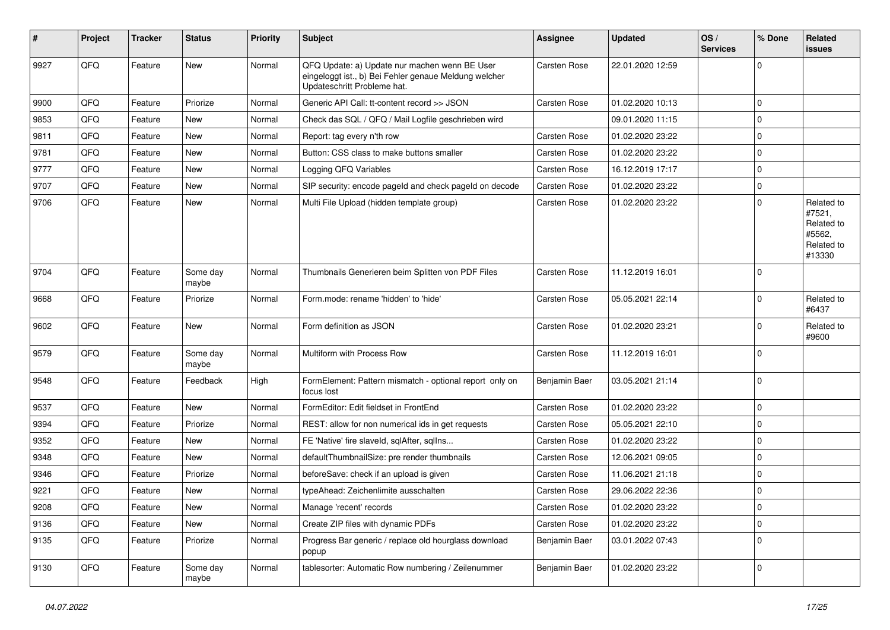| # | Project | Tracker | Status | Priority | Subject | Assignee | Updated | OS / Services | % Done | Related issues |
|---|---|---|---|---|---|---|---|---|---|---|
| 9927 | QFQ | Feature | New | Normal | QFQ Update: a) Update nur machen wenn BE User eingeloggt ist., b) Bei Fehler genaue Meldung welcher Updateschritt Probleme hat. | Carsten Rose | 22.01.2020 12:59 | | 0 | |
| 9900 | QFQ | Feature | Priorize | Normal | Generic API Call: tt-content record >> JSON | Carsten Rose | 01.02.2020 10:13 | | 0 | |
| 9853 | QFQ | Feature | New | Normal | Check das SQL / QFQ / Mail Logfile geschrieben wird | | 09.01.2020 11:15 | | 0 | |
| 9811 | QFQ | Feature | New | Normal | Report: tag every n'th row | Carsten Rose | 01.02.2020 23:22 | | 0 | |
| 9781 | QFQ | Feature | New | Normal | Button: CSS class to make buttons smaller | Carsten Rose | 01.02.2020 23:22 | | 0 | |
| 9777 | QFQ | Feature | New | Normal | Logging QFQ Variables | Carsten Rose | 16.12.2019 17:17 | | 0 | |
| 9707 | QFQ | Feature | New | Normal | SIP security: encode pageId and check pageId on decode | Carsten Rose | 01.02.2020 23:22 | | 0 | |
| 9706 | QFQ | Feature | New | Normal | Multi File Upload (hidden template group) | Carsten Rose | 01.02.2020 23:22 | | 0 | Related to #7521, Related to #5562, Related to #13330 |
| 9704 | QFQ | Feature | Some day maybe | Normal | Thumbnails Generieren beim Splitten von PDF Files | Carsten Rose | 11.12.2019 16:01 | | 0 | |
| 9668 | QFQ | Feature | Priorize | Normal | Form.mode: rename 'hidden' to 'hide' | Carsten Rose | 05.05.2021 22:14 | | 0 | Related to #6437 |
| 9602 | QFQ | Feature | New | Normal | Form definition as JSON | Carsten Rose | 01.02.2020 23:21 | | 0 | Related to #9600 |
| 9579 | QFQ | Feature | Some day maybe | Normal | Multiform with Process Row | Carsten Rose | 11.12.2019 16:01 | | 0 | |
| 9548 | QFQ | Feature | Feedback | High | FormElement: Pattern mismatch - optional report only on focus lost | Benjamin Baer | 03.05.2021 21:14 | | 0 | |
| 9537 | QFQ | Feature | New | Normal | FormEditor: Edit fieldset in FrontEnd | Carsten Rose | 01.02.2020 23:22 | | 0 | |
| 9394 | QFQ | Feature | Priorize | Normal | REST: allow for non numerical ids in get requests | Carsten Rose | 05.05.2021 22:10 | | 0 | |
| 9352 | QFQ | Feature | New | Normal | FE 'Native' fire slaveId, sqlAfter, sqlIns... | Carsten Rose | 01.02.2020 23:22 | | 0 | |
| 9348 | QFQ | Feature | New | Normal | defaultThumbnailSize: pre render thumbnails | Carsten Rose | 12.06.2021 09:05 | | 0 | |
| 9346 | QFQ | Feature | Priorize | Normal | beforeSave: check if an upload is given | Carsten Rose | 11.06.2021 21:18 | | 0 | |
| 9221 | QFQ | Feature | New | Normal | typeAhead: Zeichenlimite ausschalten | Carsten Rose | 29.06.2022 22:36 | | 0 | |
| 9208 | QFQ | Feature | New | Normal | Manage 'recent' records | Carsten Rose | 01.02.2020 23:22 | | 0 | |
| 9136 | QFQ | Feature | New | Normal | Create ZIP files with dynamic PDFs | Carsten Rose | 01.02.2020 23:22 | | 0 | |
| 9135 | QFQ | Feature | Priorize | Normal | Progress Bar generic / replace old hourglass download popup | Benjamin Baer | 03.01.2022 07:43 | | 0 | |
| 9130 | QFQ | Feature | Some day maybe | Normal | tablesorter: Automatic Row numbering / Zeilenummer | Benjamin Baer | 01.02.2020 23:22 | | 0 | |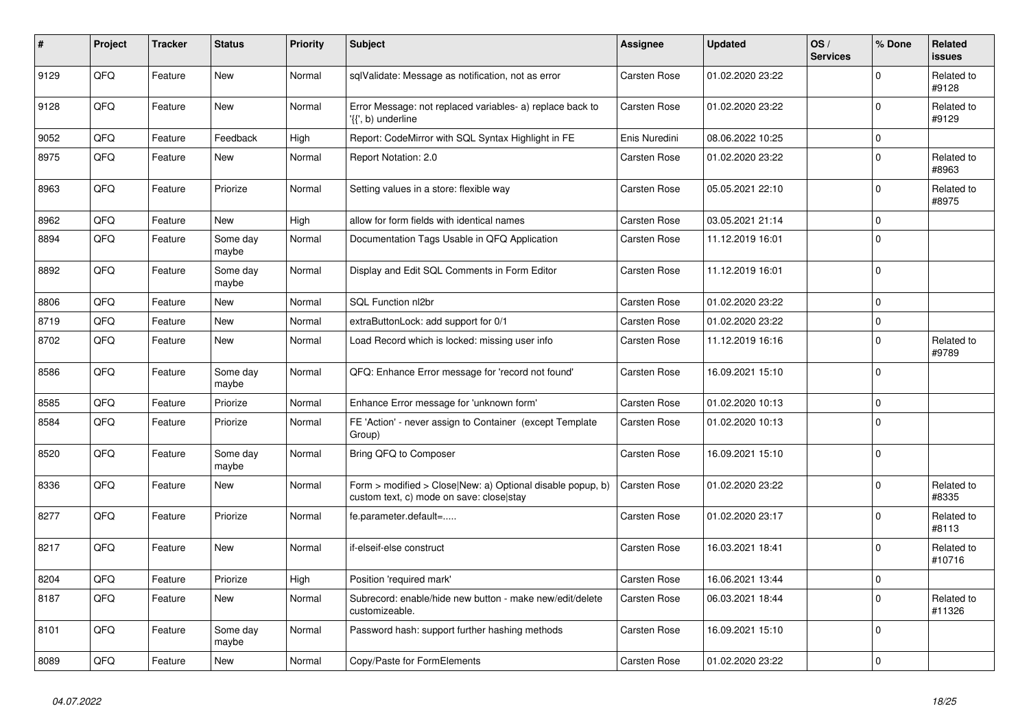| # | Project | Tracker | Status | Priority | Subject | Assignee | Updated | OS / Services | % Done | Related issues |
|---|---|---|---|---|---|---|---|---|---|---|
| 9129 | QFQ | Feature | New | Normal | sqlValidate: Message as notification, not as error | Carsten Rose | 01.02.2020 23:22 | | 0 | Related to #9128 |
| 9128 | QFQ | Feature | New | Normal | Error Message: not replaced variables- a) replace back to '{{', b) underline | Carsten Rose | 01.02.2020 23:22 | | 0 | Related to #9129 |
| 9052 | QFQ | Feature | Feedback | High | Report: CodeMirror with SQL Syntax Highlight in FE | Enis Nuredini | 08.06.2022 10:25 | | 0 | |
| 8975 | QFQ | Feature | New | Normal | Report Notation: 2.0 | Carsten Rose | 01.02.2020 23:22 | | 0 | Related to #8963 |
| 8963 | QFQ | Feature | Priorize | Normal | Setting values in a store: flexible way | Carsten Rose | 05.05.2021 22:10 | | 0 | Related to #8975 |
| 8962 | QFQ | Feature | New | High | allow for form fields with identical names | Carsten Rose | 03.05.2021 21:14 | | 0 | |
| 8894 | QFQ | Feature | Some day maybe | Normal | Documentation Tags Usable in QFQ Application | Carsten Rose | 11.12.2019 16:01 | | 0 | |
| 8892 | QFQ | Feature | Some day maybe | Normal | Display and Edit SQL Comments in Form Editor | Carsten Rose | 11.12.2019 16:01 | | 0 | |
| 8806 | QFQ | Feature | New | Normal | SQL Function nl2br | Carsten Rose | 01.02.2020 23:22 | | 0 | |
| 8719 | QFQ | Feature | New | Normal | extraButtonLock: add support for 0/1 | Carsten Rose | 01.02.2020 23:22 | | 0 | |
| 8702 | QFQ | Feature | New | Normal | Load Record which is locked: missing user info | Carsten Rose | 11.12.2019 16:16 | | 0 | Related to #9789 |
| 8586 | QFQ | Feature | Some day maybe | Normal | QFQ: Enhance Error message for 'record not found' | Carsten Rose | 16.09.2021 15:10 | | 0 | |
| 8585 | QFQ | Feature | Priorize | Normal | Enhance Error message for 'unknown form' | Carsten Rose | 01.02.2020 10:13 | | 0 | |
| 8584 | QFQ | Feature | Priorize | Normal | FE 'Action' - never assign to Container (except Template Group) | Carsten Rose | 01.02.2020 10:13 | | 0 | |
| 8520 | QFQ | Feature | Some day maybe | Normal | Bring QFQ to Composer | Carsten Rose | 16.09.2021 15:10 | | 0 | |
| 8336 | QFQ | Feature | New | Normal | Form > modified > Close\|New: a) Optional disable popup, b) custom text, c) mode on save: close\|stay | Carsten Rose | 01.02.2020 23:22 | | 0 | Related to #8335 |
| 8277 | QFQ | Feature | Priorize | Normal | fe.parameter.default=..... | Carsten Rose | 01.02.2020 23:17 | | 0 | Related to #8113 |
| 8217 | QFQ | Feature | New | Normal | if-elseif-else construct | Carsten Rose | 16.03.2021 18:41 | | 0 | Related to #10716 |
| 8204 | QFQ | Feature | Priorize | High | Position 'required mark' | Carsten Rose | 16.06.2021 13:44 | | 0 | |
| 8187 | QFQ | Feature | New | Normal | Subrecord: enable/hide new button - make new/edit/delete customizeable. | Carsten Rose | 06.03.2021 18:44 | | 0 | Related to #11326 |
| 8101 | QFQ | Feature | Some day maybe | Normal | Password hash: support further hashing methods | Carsten Rose | 16.09.2021 15:10 | | 0 | |
| 8089 | QFQ | Feature | New | Normal | Copy/Paste for FormElements | Carsten Rose | 01.02.2020 23:22 | | 0 | |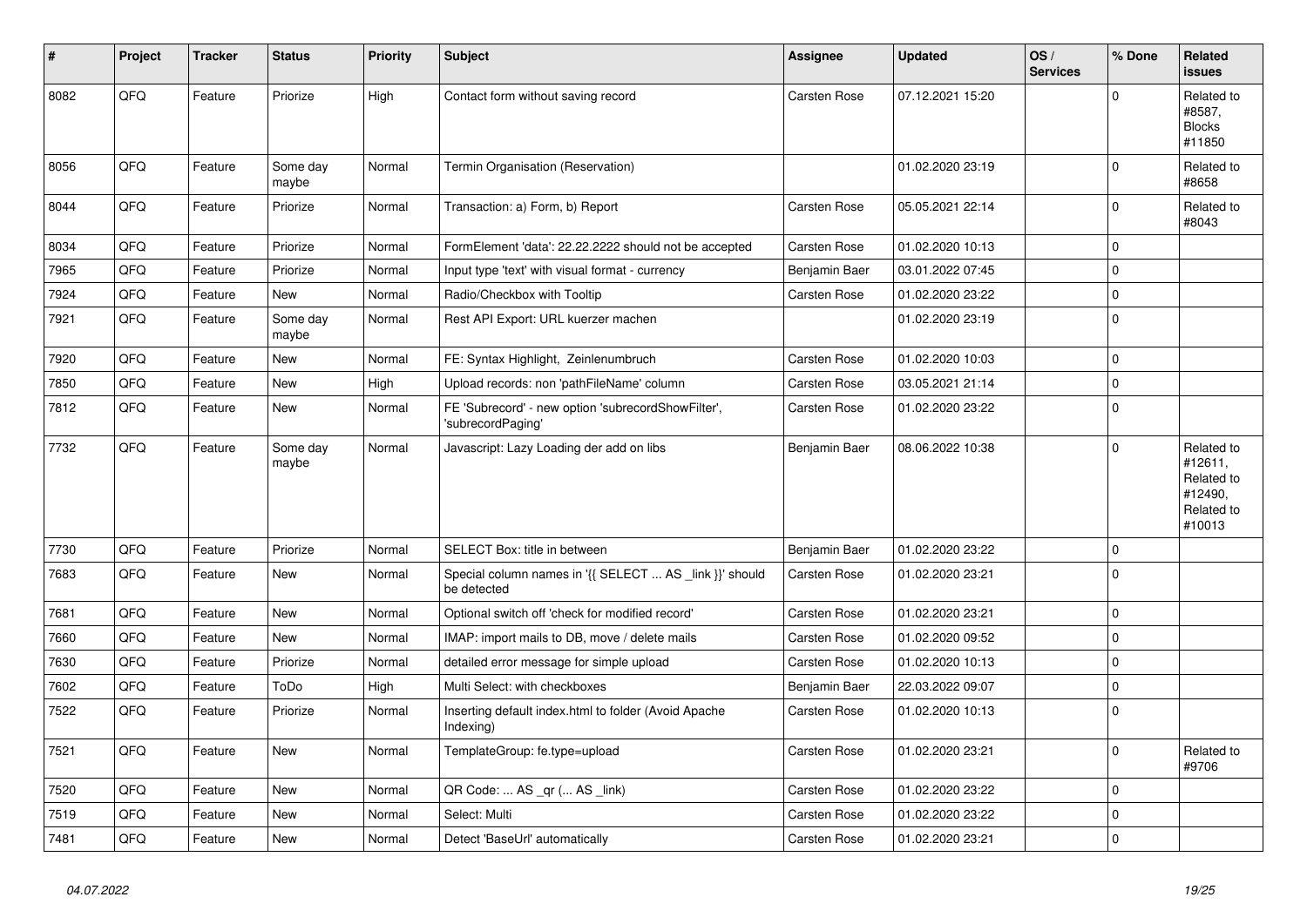| # | Project | Tracker | Status | Priority | Subject | Assignee | Updated | OS / Services | % Done | Related issues |
|---|---|---|---|---|---|---|---|---|---|---|
| 8082 | QFQ | Feature | Priorize | High | Contact form without saving record | Carsten Rose | 07.12.2021 15:20 | | 0 | Related to #8587, Blocks #11850 |
| 8056 | QFQ | Feature | Some day maybe | Normal | Termin Organisation (Reservation) | | 01.02.2020 23:19 | | 0 | Related to #8658 |
| 8044 | QFQ | Feature | Priorize | Normal | Transaction: a) Form, b) Report | Carsten Rose | 05.05.2021 22:14 | | 0 | Related to #8043 |
| 8034 | QFQ | Feature | Priorize | Normal | FormElement 'data': 22.22.2222 should not be accepted | Carsten Rose | 01.02.2020 10:13 | | 0 | |
| 7965 | QFQ | Feature | Priorize | Normal | Input type 'text' with visual format - currency | Benjamin Baer | 03.01.2022 07:45 | | 0 | |
| 7924 | QFQ | Feature | New | Normal | Radio/Checkbox with Tooltip | Carsten Rose | 01.02.2020 23:22 | | 0 | |
| 7921 | QFQ | Feature | Some day maybe | Normal | Rest API Export: URL kuerzer machen | | 01.02.2020 23:19 | | 0 | |
| 7920 | QFQ | Feature | New | Normal | FE: Syntax Highlight, Zeinlenumbruch | Carsten Rose | 01.02.2020 10:03 | | 0 | |
| 7850 | QFQ | Feature | New | High | Upload records: non 'pathFileName' column | Carsten Rose | 03.05.2021 21:14 | | 0 | |
| 7812 | QFQ | Feature | New | Normal | FE 'Subrecord' - new option 'subrecordShowFilter', 'subrecordPaging' | Carsten Rose | 01.02.2020 23:22 | | 0 | |
| 7732 | QFQ | Feature | Some day maybe | Normal | Javascript: Lazy Loading der add on libs | Benjamin Baer | 08.06.2022 10:38 | | 0 | Related to #12611, Related to #12490, Related to #10013 |
| 7730 | QFQ | Feature | Priorize | Normal | SELECT Box: title in between | Benjamin Baer | 01.02.2020 23:22 | | 0 | |
| 7683 | QFQ | Feature | New | Normal | Special column names in '{{ SELECT ... AS _link }}' should be detected | Carsten Rose | 01.02.2020 23:21 | | 0 | |
| 7681 | QFQ | Feature | New | Normal | Optional switch off 'check for modified record' | Carsten Rose | 01.02.2020 23:21 | | 0 | |
| 7660 | QFQ | Feature | New | Normal | IMAP: import mails to DB, move / delete mails | Carsten Rose | 01.02.2020 09:52 | | 0 | |
| 7630 | QFQ | Feature | Priorize | Normal | detailed error message for simple upload | Carsten Rose | 01.02.2020 10:13 | | 0 | |
| 7602 | QFQ | Feature | ToDo | High | Multi Select: with checkboxes | Benjamin Baer | 22.03.2022 09:07 | | 0 | |
| 7522 | QFQ | Feature | Priorize | Normal | Inserting default index.html to folder (Avoid Apache Indexing) | Carsten Rose | 01.02.2020 10:13 | | 0 | |
| 7521 | QFQ | Feature | New | Normal | TemplateGroup: fe.type=upload | Carsten Rose | 01.02.2020 23:21 | | 0 | Related to #9706 |
| 7520 | QFQ | Feature | New | Normal | QR Code: ... AS _qr ( ... AS _link) | Carsten Rose | 01.02.2020 23:22 | | 0 | |
| 7519 | QFQ | Feature | New | Normal | Select: Multi | Carsten Rose | 01.02.2020 23:22 | | 0 | |
| 7481 | QFQ | Feature | New | Normal | Detect 'BaseUrl' automatically | Carsten Rose | 01.02.2020 23:21 | | 0 | |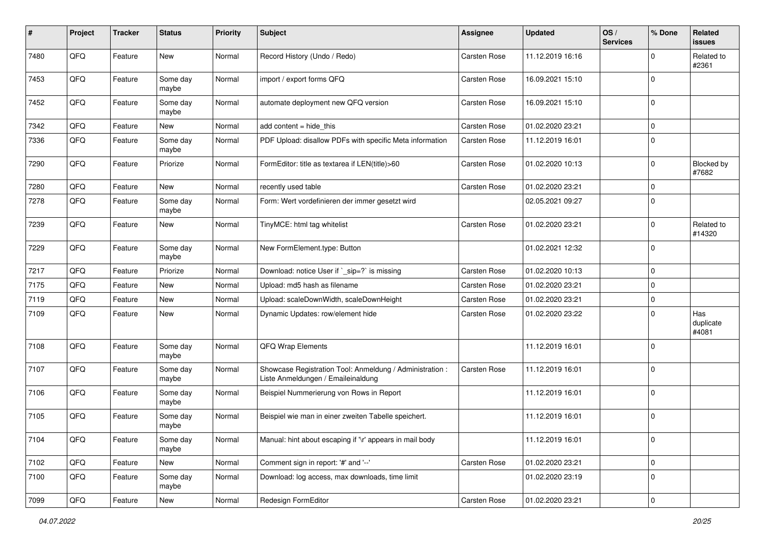| # | Project | Tracker | Status | Priority | Subject | Assignee | Updated | OS / Services | % Done | Related issues |
|---|---|---|---|---|---|---|---|---|---|---|
| 7480 | QFQ | Feature | New | Normal | Record History (Undo / Redo) | Carsten Rose | 11.12.2019 16:16 | | 0 | Related to #2361 |
| 7453 | QFQ | Feature | Some day maybe | Normal | import / export forms QFQ | Carsten Rose | 16.09.2021 15:10 | | 0 | |
| 7452 | QFQ | Feature | Some day maybe | Normal | automate deployment new QFQ version | Carsten Rose | 16.09.2021 15:10 | | 0 | |
| 7342 | QFQ | Feature | New | Normal | add content = hide_this | Carsten Rose | 01.02.2020 23:21 | | 0 | |
| 7336 | QFQ | Feature | Some day maybe | Normal | PDF Upload: disallow PDFs with specific Meta information | Carsten Rose | 11.12.2019 16:01 | | 0 | |
| 7290 | QFQ | Feature | Priorize | Normal | FormEditor: title as textarea if LEN(title)>60 | Carsten Rose | 01.02.2020 10:13 | | 0 | Blocked by #7682 |
| 7280 | QFQ | Feature | New | Normal | recently used table | Carsten Rose | 01.02.2020 23:21 | | 0 | |
| 7278 | QFQ | Feature | Some day maybe | Normal | Form: Wert vordefinieren der immer gesetzt wird | | 02.05.2021 09:27 | | 0 | |
| 7239 | QFQ | Feature | New | Normal | TinyMCE: html tag whitelist | Carsten Rose | 01.02.2020 23:21 | | 0 | Related to #14320 |
| 7229 | QFQ | Feature | Some day maybe | Normal | New FormElement.type: Button | | 01.02.2021 12:32 | | 0 | |
| 7217 | QFQ | Feature | Priorize | Normal | Download: notice User if `_sip=?` is missing | Carsten Rose | 01.02.2020 10:13 | | 0 | |
| 7175 | QFQ | Feature | New | Normal | Upload: md5 hash as filename | Carsten Rose | 01.02.2020 23:21 | | 0 | |
| 7119 | QFQ | Feature | New | Normal | Upload: scaleDownWidth, scaleDownHeight | Carsten Rose | 01.02.2020 23:21 | | 0 | |
| 7109 | QFQ | Feature | New | Normal | Dynamic Updates: row/element hide | Carsten Rose | 01.02.2020 23:22 | | 0 | Has duplicate #4081 |
| 7108 | QFQ | Feature | Some day maybe | Normal | QFQ Wrap Elements | | 11.12.2019 16:01 | | 0 | |
| 7107 | QFQ | Feature | Some day maybe | Normal | Showcase Registration Tool: Anmeldung / Administration : Liste Anmeldungen / Emaileinaldung | Carsten Rose | 11.12.2019 16:01 | | 0 | |
| 7106 | QFQ | Feature | Some day maybe | Normal | Beispiel Nummerierung von Rows in Report | | 11.12.2019 16:01 | | 0 | |
| 7105 | QFQ | Feature | Some day maybe | Normal | Beispiel wie man in einer zweiten Tabelle speichert. | | 11.12.2019 16:01 | | 0 | |
| 7104 | QFQ | Feature | Some day maybe | Normal | Manual: hint about escaping if '\r' appears in mail body | | 11.12.2019 16:01 | | 0 | |
| 7102 | QFQ | Feature | New | Normal | Comment sign in report: '#' and '--' | Carsten Rose | 01.02.2020 23:21 | | 0 | |
| 7100 | QFQ | Feature | Some day maybe | Normal | Download: log access, max downloads, time limit | | 01.02.2020 23:19 | | 0 | |
| 7099 | QFQ | Feature | New | Normal | Redesign FormEditor | Carsten Rose | 01.02.2020 23:21 | | 0 | |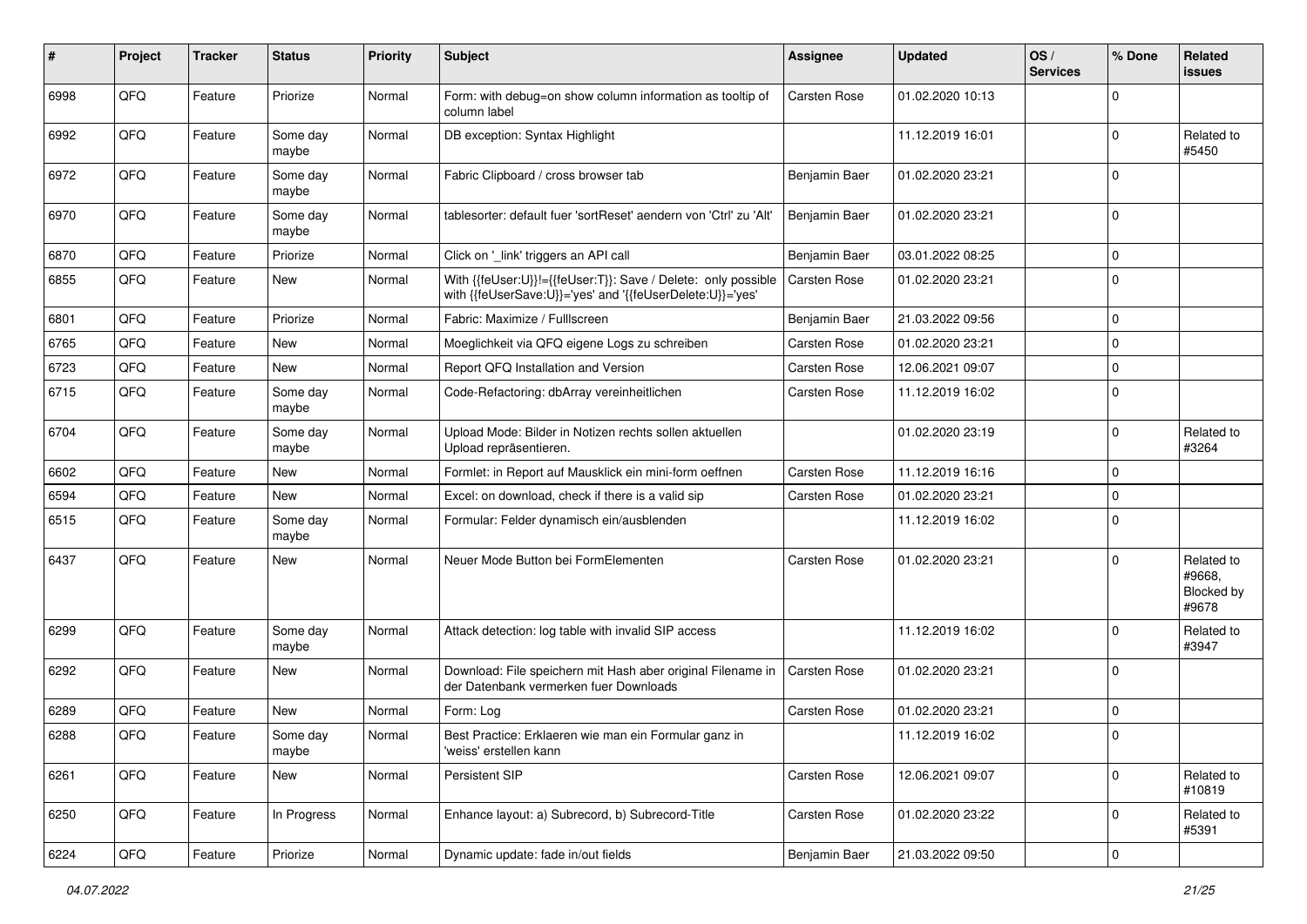| # | Project | Tracker | Status | Priority | Subject | Assignee | Updated | OS / Services | % Done | Related issues |
|---|---|---|---|---|---|---|---|---|---|---|
| 6998 | QFQ | Feature | Priorize | Normal | Form: with debug=on show column information as tooltip of column label | Carsten Rose | 01.02.2020 10:13 | | 0 | |
| 6992 | QFQ | Feature | Some day maybe | Normal | DB exception: Syntax Highlight | | 11.12.2019 16:01 | | 0 | Related to #5450 |
| 6972 | QFQ | Feature | Some day maybe | Normal | Fabric Clipboard / cross browser tab | Benjamin Baer | 01.02.2020 23:21 | | 0 | |
| 6970 | QFQ | Feature | Some day maybe | Normal | tablesorter: default fuer 'sortReset' aendern von 'Ctrl' zu 'Alt' | Benjamin Baer | 01.02.2020 23:21 | | 0 | |
| 6870 | QFQ | Feature | Priorize | Normal | Click on '_link' triggers an API call | Benjamin Baer | 03.01.2022 08:25 | | 0 | |
| 6855 | QFQ | Feature | New | Normal | With {{feUser:U}}!={{feUser:T}}: Save / Delete: only possible with {{feUserSave:U}}='yes' and '{{feUserDelete:U}}='yes' | Carsten Rose | 01.02.2020 23:21 | | 0 | |
| 6801 | QFQ | Feature | Priorize | Normal | Fabric: Maximize / FullIscreen | Benjamin Baer | 21.03.2022 09:56 | | 0 | |
| 6765 | QFQ | Feature | New | Normal | Moeglichkeit via QFQ eigene Logs zu schreiben | Carsten Rose | 01.02.2020 23:21 | | 0 | |
| 6723 | QFQ | Feature | New | Normal | Report QFQ Installation and Version | Carsten Rose | 12.06.2021 09:07 | | 0 | |
| 6715 | QFQ | Feature | Some day maybe | Normal | Code-Refactoring: dbArray vereinheitlichen | Carsten Rose | 11.12.2019 16:02 | | 0 | |
| 6704 | QFQ | Feature | Some day maybe | Normal | Upload Mode: Bilder in Notizen rechts sollen aktuellen Upload repräsentieren. | | 01.02.2020 23:19 | | 0 | Related to #3264 |
| 6602 | QFQ | Feature | New | Normal | Formlet: in Report auf Mausklick ein mini-form oeffnen | Carsten Rose | 11.12.2019 16:16 | | 0 | |
| 6594 | QFQ | Feature | New | Normal | Excel: on download, check if there is a valid sip | Carsten Rose | 01.02.2020 23:21 | | 0 | |
| 6515 | QFQ | Feature | Some day maybe | Normal | Formular: Felder dynamisch ein/ausblenden | | 11.12.2019 16:02 | | 0 | |
| 6437 | QFQ | Feature | New | Normal | Neuer Mode Button bei FormElementen | Carsten Rose | 01.02.2020 23:21 | | 0 | Related to #9668, Blocked by #9678 |
| 6299 | QFQ | Feature | Some day maybe | Normal | Attack detection: log table with invalid SIP access | | 11.12.2019 16:02 | | 0 | Related to #3947 |
| 6292 | QFQ | Feature | New | Normal | Download: File speichern mit Hash aber original Filename in der Datenbank vermerken fuer Downloads | Carsten Rose | 01.02.2020 23:21 | | 0 | |
| 6289 | QFQ | Feature | New | Normal | Form: Log | Carsten Rose | 01.02.2020 23:21 | | 0 | |
| 6288 | QFQ | Feature | Some day maybe | Normal | Best Practice: Erklaeren wie man ein Formular ganz in 'weiss' erstellen kann | | 11.12.2019 16:02 | | 0 | |
| 6261 | QFQ | Feature | New | Normal | Persistent SIP | Carsten Rose | 12.06.2021 09:07 | | 0 | Related to #10819 |
| 6250 | QFQ | Feature | In Progress | Normal | Enhance layout: a) Subrecord, b) Subrecord-Title | Carsten Rose | 01.02.2020 23:22 | | 0 | Related to #5391 |
| 6224 | QFQ | Feature | Priorize | Normal | Dynamic update: fade in/out fields | Benjamin Baer | 21.03.2022 09:50 | | 0 | |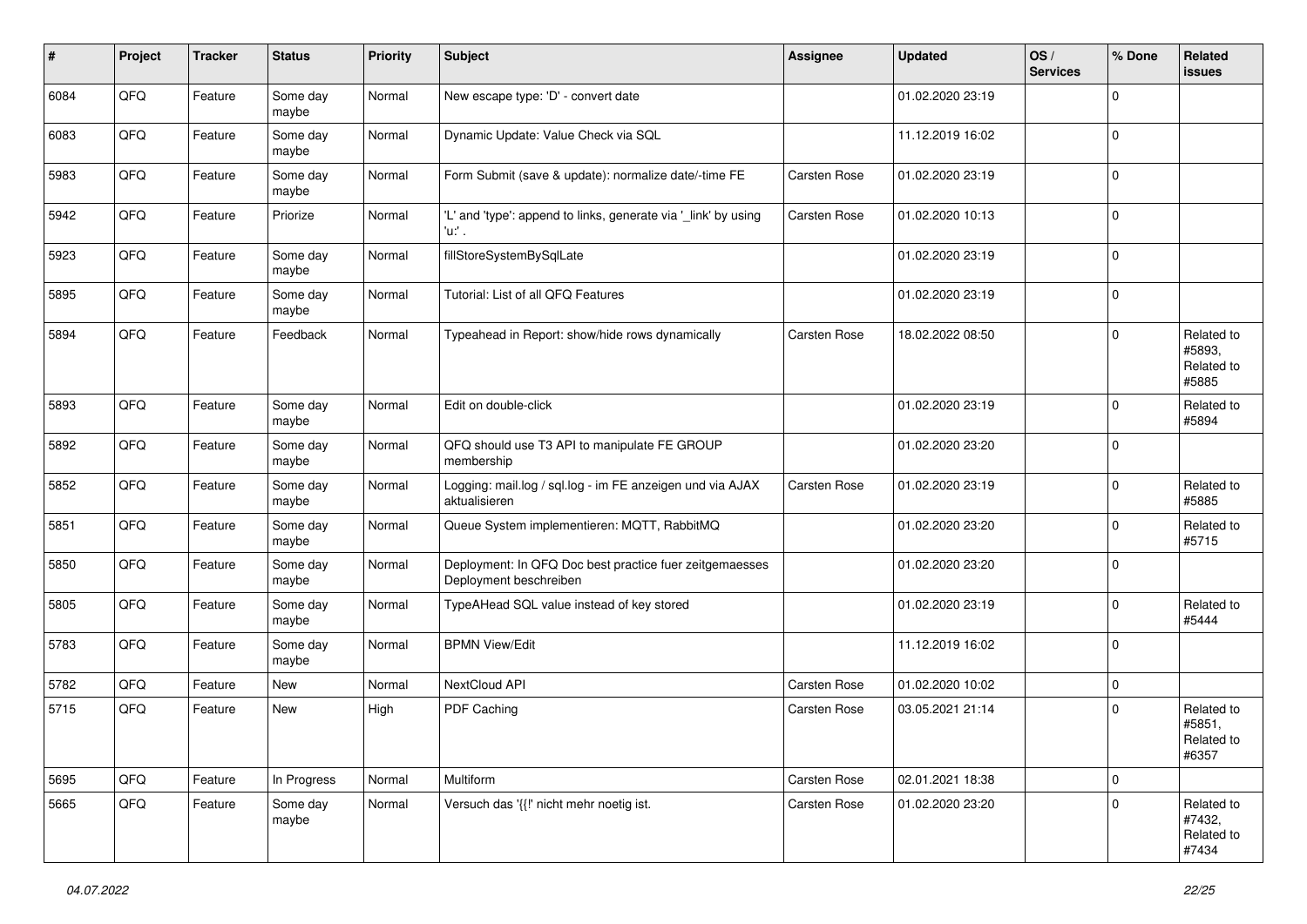| # | Project | Tracker | Status | Priority | Subject | Assignee | Updated | OS / Services | % Done | Related issues |
|---|---|---|---|---|---|---|---|---|---|---|
| 6084 | QFQ | Feature | Some day maybe | Normal | New escape type: 'D' - convert date | | 01.02.2020 23:19 | | 0 | |
| 6083 | QFQ | Feature | Some day maybe | Normal | Dynamic Update: Value Check via SQL | | 11.12.2019 16:02 | | 0 | |
| 5983 | QFQ | Feature | Some day maybe | Normal | Form Submit (save & update): normalize date/-time FE | Carsten Rose | 01.02.2020 23:19 | | 0 | |
| 5942 | QFQ | Feature | Priorize | Normal | 'L' and 'type': append to links, generate via '_link' by using 'u:' . | Carsten Rose | 01.02.2020 10:13 | | 0 | |
| 5923 | QFQ | Feature | Some day maybe | Normal | fillStoreSystemBySqlLate | | 01.02.2020 23:19 | | 0 | |
| 5895 | QFQ | Feature | Some day maybe | Normal | Tutorial: List of all QFQ Features | | 01.02.2020 23:19 | | 0 | |
| 5894 | QFQ | Feature | Feedback | Normal | Typeahead in Report: show/hide rows dynamically | Carsten Rose | 18.02.2022 08:50 | | 0 | Related to #5893, Related to #5885 |
| 5893 | QFQ | Feature | Some day maybe | Normal | Edit on double-click | | 01.02.2020 23:19 | | 0 | Related to #5894 |
| 5892 | QFQ | Feature | Some day maybe | Normal | QFQ should use T3 API to manipulate FE GROUP membership | | 01.02.2020 23:20 | | 0 | |
| 5852 | QFQ | Feature | Some day maybe | Normal | Logging: mail.log / sql.log - im FE anzeigen und via AJAX aktualisieren | Carsten Rose | 01.02.2020 23:19 | | 0 | Related to #5885 |
| 5851 | QFQ | Feature | Some day maybe | Normal | Queue System implementieren: MQTT, RabbitMQ | | 01.02.2020 23:20 | | 0 | Related to #5715 |
| 5850 | QFQ | Feature | Some day maybe | Normal | Deployment: In QFQ Doc best practice fuer zeitgemaesses Deployment beschreiben | | 01.02.2020 23:20 | | 0 | |
| 5805 | QFQ | Feature | Some day maybe | Normal | TypeAHead SQL value instead of key stored | | 01.02.2020 23:19 | | 0 | Related to #5444 |
| 5783 | QFQ | Feature | Some day maybe | Normal | BPMN View/Edit | | 11.12.2019 16:02 | | 0 | |
| 5782 | QFQ | Feature | New | Normal | NextCloud API | Carsten Rose | 01.02.2020 10:02 | | 0 | |
| 5715 | QFQ | Feature | New | High | PDF Caching | Carsten Rose | 03.05.2021 21:14 | | 0 | Related to #5851, Related to #6357 |
| 5695 | QFQ | Feature | In Progress | Normal | Multiform | Carsten Rose | 02.01.2021 18:38 | | 0 | |
| 5665 | QFQ | Feature | Some day maybe | Normal | Versuch das '{{!' nicht mehr noetig ist. | Carsten Rose | 01.02.2020 23:20 | | 0 | Related to #7432, Related to #7434 |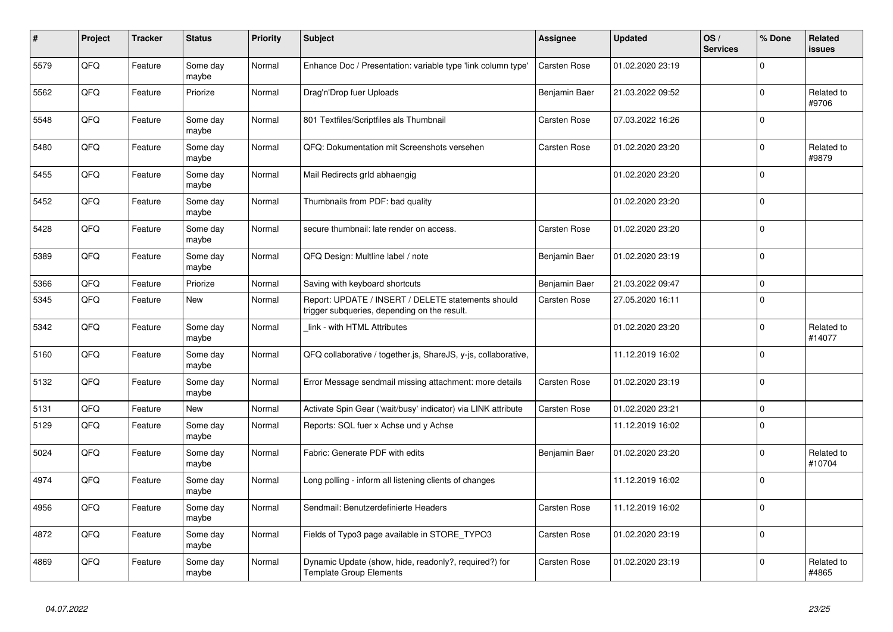| # | Project | Tracker | Status | Priority | Subject | Assignee | Updated | OS / Services | % Done | Related issues |
|---|---|---|---|---|---|---|---|---|---|---|
| 5579 | QFQ | Feature | Some day maybe | Normal | Enhance Doc / Presentation: variable type 'link column type' | Carsten Rose | 01.02.2020 23:19 | | 0 | |
| 5562 | QFQ | Feature | Priorize | Normal | Drag'n'Drop fuer Uploads | Benjamin Baer | 21.03.2022 09:52 | | 0 | Related to #9706 |
| 5548 | QFQ | Feature | Some day maybe | Normal | 801 Textfiles/Scriptfiles als Thumbnail | Carsten Rose | 07.03.2022 16:26 | | 0 | |
| 5480 | QFQ | Feature | Some day maybe | Normal | QFQ: Dokumentation mit Screenshots versehen | Carsten Rose | 01.02.2020 23:20 | | 0 | Related to #9879 |
| 5455 | QFQ | Feature | Some day maybe | Normal | Mail Redirects grld abhaengig | | 01.02.2020 23:20 | | 0 | |
| 5452 | QFQ | Feature | Some day maybe | Normal | Thumbnails from PDF: bad quality | | 01.02.2020 23:20 | | 0 | |
| 5428 | QFQ | Feature | Some day maybe | Normal | secure thumbnail: late render on access. | Carsten Rose | 01.02.2020 23:20 | | 0 | |
| 5389 | QFQ | Feature | Some day maybe | Normal | QFQ Design: Multline label / note | Benjamin Baer | 01.02.2020 23:19 | | 0 | |
| 5366 | QFQ | Feature | Priorize | Normal | Saving with keyboard shortcuts | Benjamin Baer | 21.03.2022 09:47 | | 0 | |
| 5345 | QFQ | Feature | New | Normal | Report: UPDATE / INSERT / DELETE statements should trigger subqueries, depending on the result. | Carsten Rose | 27.05.2020 16:11 | | 0 | |
| 5342 | QFQ | Feature | Some day maybe | Normal | _link - with HTML Attributes | | 01.02.2020 23:20 | | 0 | Related to #14077 |
| 5160 | QFQ | Feature | Some day maybe | Normal | QFQ collaborative / together.js, ShareJS, y-js, collaborative, | | 11.12.2019 16:02 | | 0 | |
| 5132 | QFQ | Feature | Some day maybe | Normal | Error Message sendmail missing attachment: more details | Carsten Rose | 01.02.2020 23:19 | | 0 | |
| 5131 | QFQ | Feature | New | Normal | Activate Spin Gear ('wait/busy' indicator) via LINK attribute | Carsten Rose | 01.02.2020 23:21 | | 0 | |
| 5129 | QFQ | Feature | Some day maybe | Normal | Reports: SQL fuer x Achse und y Achse | | 11.12.2019 16:02 | | 0 | |
| 5024 | QFQ | Feature | Some day maybe | Normal | Fabric: Generate PDF with edits | Benjamin Baer | 01.02.2020 23:20 | | 0 | Related to #10704 |
| 4974 | QFQ | Feature | Some day maybe | Normal | Long polling - inform all listening clients of changes | | 11.12.2019 16:02 | | 0 | |
| 4956 | QFQ | Feature | Some day maybe | Normal | Sendmail: Benutzerdefinierte Headers | Carsten Rose | 11.12.2019 16:02 | | 0 | |
| 4872 | QFQ | Feature | Some day maybe | Normal | Fields of Typo3 page available in STORE_TYPO3 | Carsten Rose | 01.02.2020 23:19 | | 0 | |
| 4869 | QFQ | Feature | Some day maybe | Normal | Dynamic Update (show, hide, readonly?, required?) for Template Group Elements | Carsten Rose | 01.02.2020 23:19 | | 0 | Related to #4865 |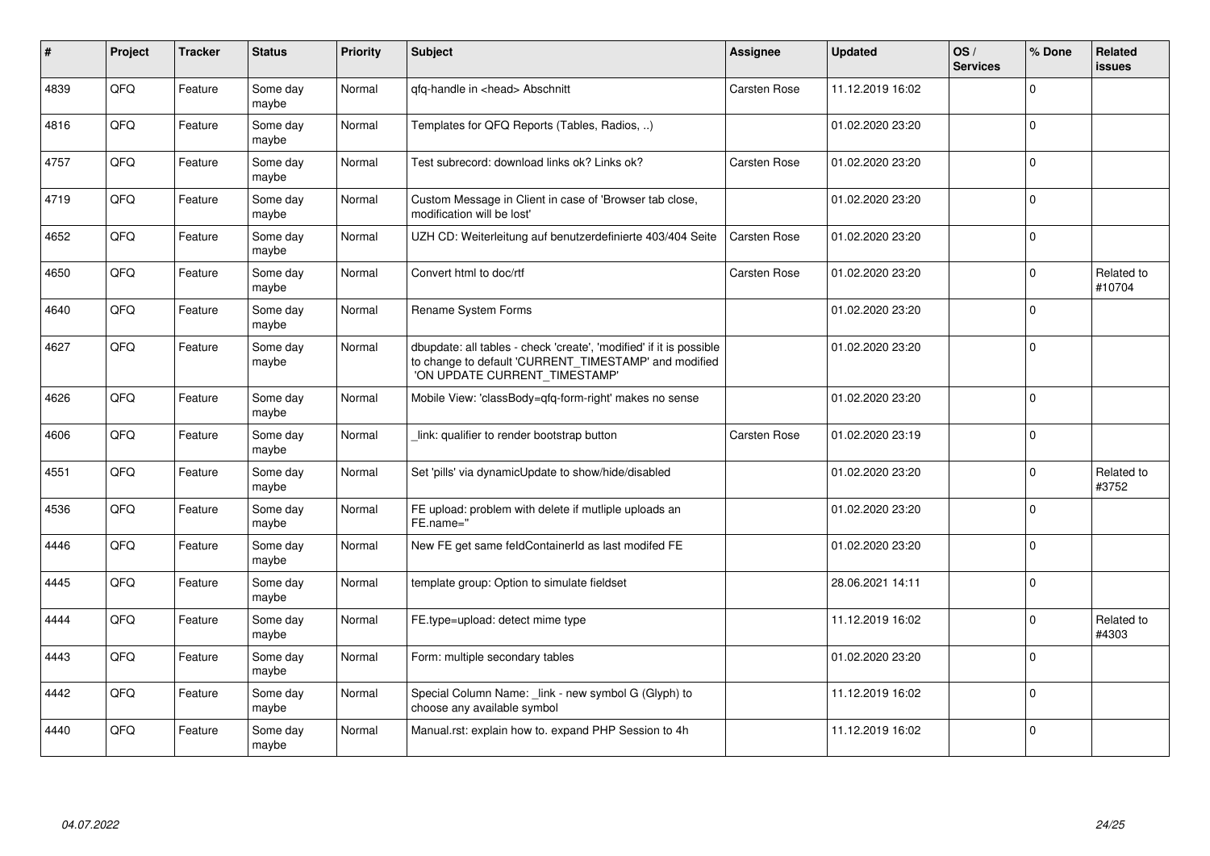| # | Project | Tracker | Status | Priority | Subject | Assignee | Updated | OS / Services | % Done | Related issues |
|---|---|---|---|---|---|---|---|---|---|---|
| 4839 | QFQ | Feature | Some day maybe | Normal | qfq-handle in <head> Abschnitt | Carsten Rose | 11.12.2019 16:02 | | 0 | |
| 4816 | QFQ | Feature | Some day maybe | Normal | Templates for QFQ Reports (Tables, Radios, ..) | | 01.02.2020 23:20 | | 0 | |
| 4757 | QFQ | Feature | Some day maybe | Normal | Test subrecord: download links ok? Links ok? | Carsten Rose | 01.02.2020 23:20 | | 0 | |
| 4719 | QFQ | Feature | Some day maybe | Normal | Custom Message in Client in case of 'Browser tab close, modification will be lost' | | 01.02.2020 23:20 | | 0 | |
| 4652 | QFQ | Feature | Some day maybe | Normal | UZH CD: Weiterleitung auf benutzerdefinierte 403/404 Seite | Carsten Rose | 01.02.2020 23:20 | | 0 | |
| 4650 | QFQ | Feature | Some day maybe | Normal | Convert html to doc/rtf | Carsten Rose | 01.02.2020 23:20 | | 0 | Related to #10704 |
| 4640 | QFQ | Feature | Some day maybe | Normal | Rename System Forms | | 01.02.2020 23:20 | | 0 | |
| 4627 | QFQ | Feature | Some day maybe | Normal | dbupdate: all tables - check 'create', 'modified' if it is possible to change to default 'CURRENT_TIMESTAMP' and modified 'ON UPDATE CURRENT_TIMESTAMP' | | 01.02.2020 23:20 | | 0 | |
| 4626 | QFQ | Feature | Some day maybe | Normal | Mobile View: 'classBody=qfq-form-right' makes no sense | | 01.02.2020 23:20 | | 0 | |
| 4606 | QFQ | Feature | Some day maybe | Normal | _link: qualifier to render bootstrap button | Carsten Rose | 01.02.2020 23:19 | | 0 | |
| 4551 | QFQ | Feature | Some day maybe | Normal | Set 'pills' via dynamicUpdate to show/hide/disabled | | 01.02.2020 23:20 | | 0 | Related to #3752 |
| 4536 | QFQ | Feature | Some day maybe | Normal | FE upload: problem with delete if mutliple uploads an FE.name=" | | 01.02.2020 23:20 | | 0 | |
| 4446 | QFQ | Feature | Some day maybe | Normal | New FE get same feldContainerId as last modifed FE | | 01.02.2020 23:20 | | 0 | |
| 4445 | QFQ | Feature | Some day maybe | Normal | template group: Option to simulate fieldset | | 28.06.2021 14:11 | | 0 | |
| 4444 | QFQ | Feature | Some day maybe | Normal | FE.type=upload: detect mime type | | 11.12.2019 16:02 | | 0 | Related to #4303 |
| 4443 | QFQ | Feature | Some day maybe | Normal | Form: multiple secondary tables | | 01.02.2020 23:20 | | 0 | |
| 4442 | QFQ | Feature | Some day maybe | Normal | Special Column Name: _link - new symbol G (Glyph) to choose any available symbol | | 11.12.2019 16:02 | | 0 | |
| 4440 | QFQ | Feature | Some day maybe | Normal | Manual.rst: explain how to. expand PHP Session to 4h | | 11.12.2019 16:02 | | 0 | |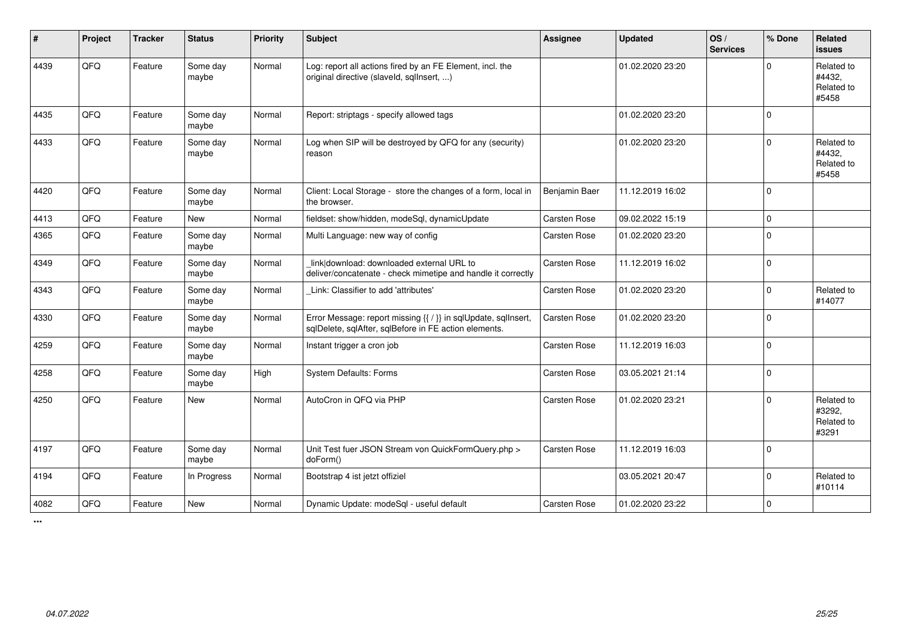| # | Project | Tracker | Status | Priority | Subject | Assignee | Updated | OS / Services | % Done | Related issues |
|---|---|---|---|---|---|---|---|---|---|---|
| 4439 | QFQ | Feature | Some day maybe | Normal | Log: report all actions fired by an FE Element, incl. the original directive (slaveId, sqlInsert, ...) | | 01.02.2020 23:20 | | 0 | Related to #4432, Related to #5458 |
| 4435 | QFQ | Feature | Some day maybe | Normal | Report: striptags - specify allowed tags | | 01.02.2020 23:20 | | 0 | |
| 4433 | QFQ | Feature | Some day maybe | Normal | Log when SIP will be destroyed by QFQ for any (security) reason | | 01.02.2020 23:20 | | 0 | Related to #4432, Related to #5458 |
| 4420 | QFQ | Feature | Some day maybe | Normal | Client: Local Storage - store the changes of a form, local in the browser. | Benjamin Baer | 11.12.2019 16:02 | | 0 | |
| 4413 | QFQ | Feature | New | Normal | fieldset: show/hidden, modeSql, dynamicUpdate | Carsten Rose | 09.02.2022 15:19 | | 0 | |
| 4365 | QFQ | Feature | Some day maybe | Normal | Multi Language: new way of config | Carsten Rose | 01.02.2020 23:20 | | 0 | |
| 4349 | QFQ | Feature | Some day maybe | Normal | _link\|download: downloaded external URL to deliver/concatenate - check mimetipe and handle it correctly | Carsten Rose | 11.12.2019 16:02 | | 0 | |
| 4343 | QFQ | Feature | Some day maybe | Normal | _Link: Classifier to add 'attributes' | Carsten Rose | 01.02.2020 23:20 | | 0 | Related to #14077 |
| 4330 | QFQ | Feature | Some day maybe | Normal | Error Message: report missing {{ / }} in sqlUpdate, sqlInsert, sqlDelete, sqlAfter, sqlBefore in FE action elements. | Carsten Rose | 01.02.2020 23:20 | | 0 | |
| 4259 | QFQ | Feature | Some day maybe | Normal | Instant trigger a cron job | Carsten Rose | 11.12.2019 16:03 | | 0 | |
| 4258 | QFQ | Feature | Some day maybe | High | System Defaults: Forms | Carsten Rose | 03.05.2021 21:14 | | 0 | |
| 4250 | QFQ | Feature | New | Normal | AutoCron in QFQ via PHP | Carsten Rose | 01.02.2020 23:21 | | 0 | Related to #3292, Related to #3291 |
| 4197 | QFQ | Feature | Some day maybe | Normal | Unit Test fuer JSON Stream von QuickFormQuery.php > doForm() | Carsten Rose | 11.12.2019 16:03 | | 0 | |
| 4194 | QFQ | Feature | In Progress | Normal | Bootstrap 4 ist jetzt offiziel | | 03.05.2021 20:47 | | 0 | Related to #10114 |
| 4082 | QFQ | Feature | New | Normal | Dynamic Update: modeSql - useful default | Carsten Rose | 01.02.2020 23:22 | | 0 | |

...